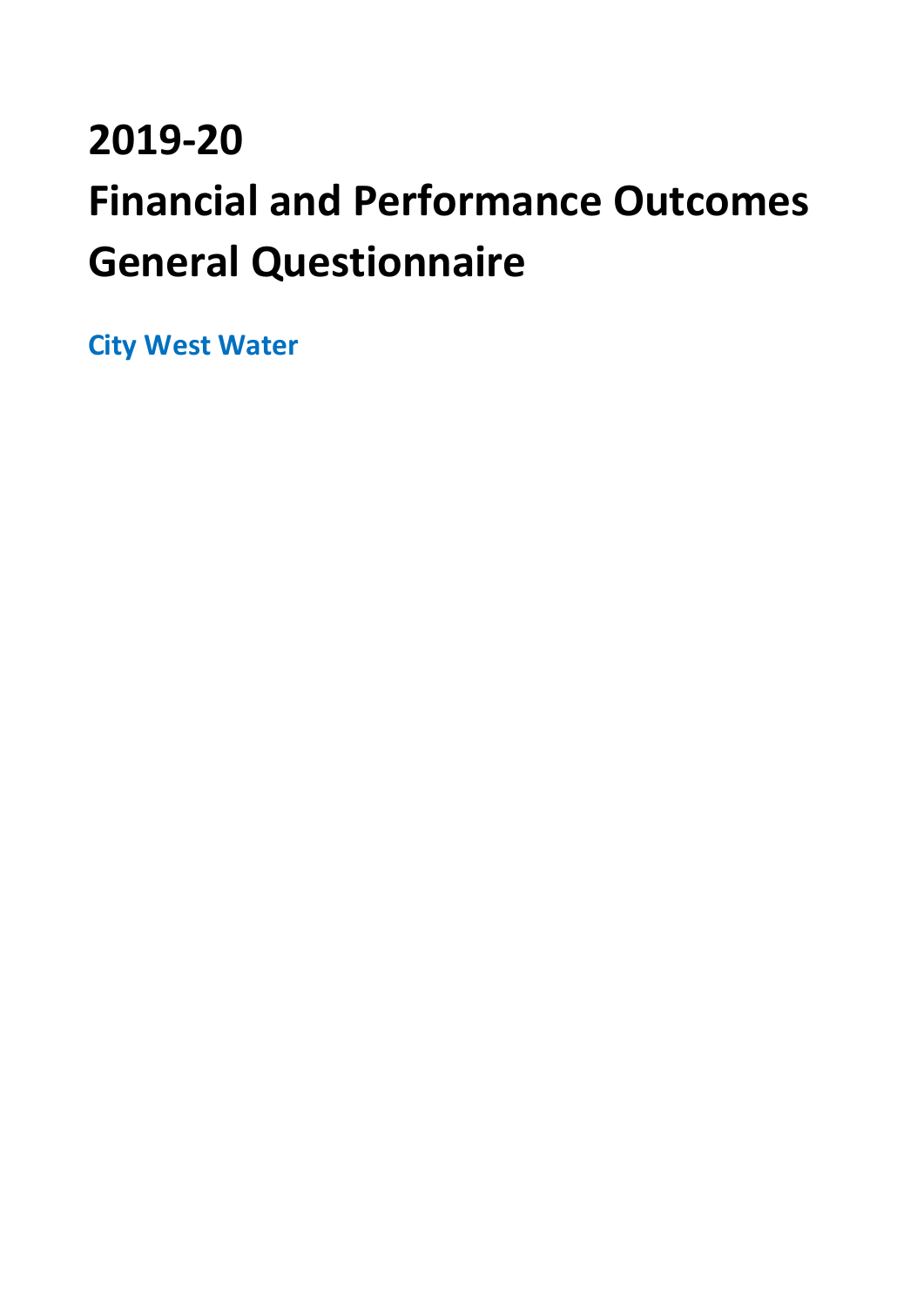# 2019-20

# Financial and Performance Outcomes General Questionnaire

**City West Water**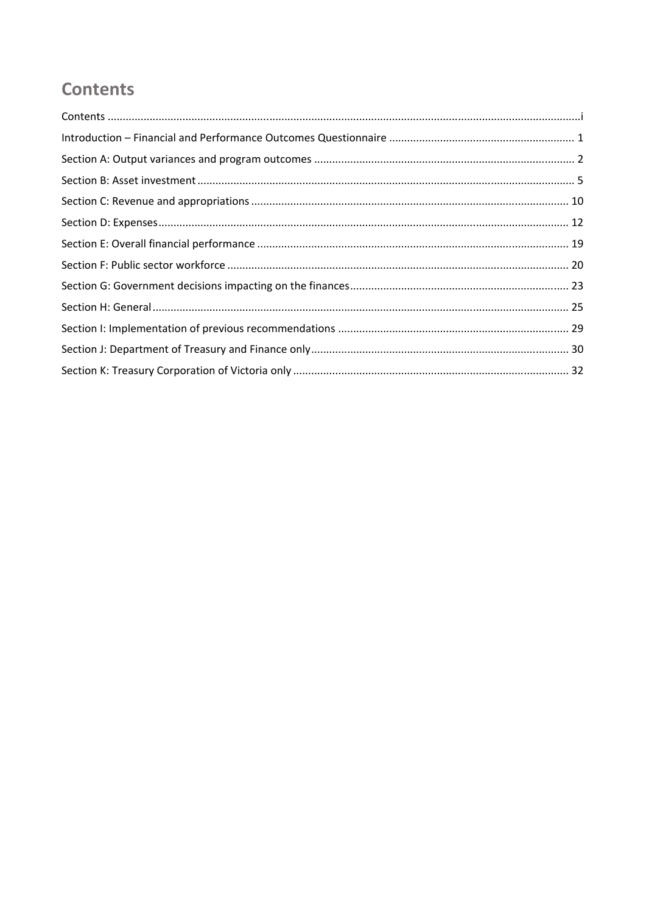# Contents

Contents ....................................................................................................................................................i

Introduction – Financial and Performance Outcomes Questionnaire ............................................................. 1

Section A: Output variances and program outcomes ...................................................................................... 2

Section B: Asset investment ............................................................................................................................ 5

Section C: Revenue and appropriations ......................................................................................................... 10

Section D: Expenses ....................................................................................................................................... 12

Section E: Overall financial performance ....................................................................................................... 19

Section F: Public sector workforce ................................................................................................................. 20

Section G: Government decisions impacting on the finances ......................................................................... 23

Section H: General .......................................................................................................................................... 25

Section I: Implementation of previous recommendations ............................................................................. 29

Section J: Department of Treasury and Finance only ..................................................................................... 30

Section K: Treasury Corporation of Victoria only ............................................................................................ 32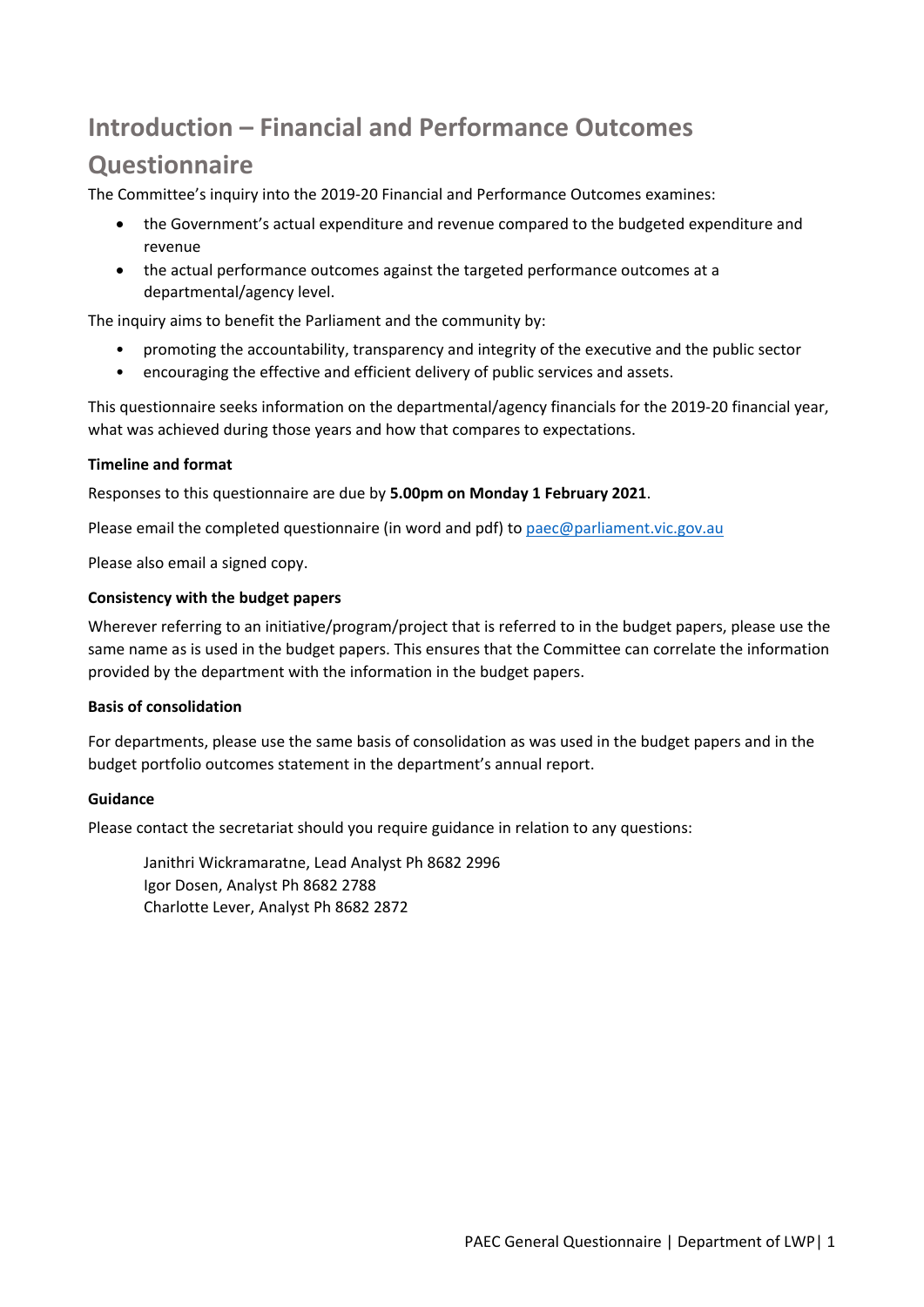# Introduction – Financial and Performance Outcomes Questionnaire

The Committee's inquiry into the 2019-20 Financial and Performance Outcomes examines:

- the Government's actual expenditure and revenue compared to the budgeted expenditure and revenue
- the actual performance outcomes against the targeted performance outcomes at a departmental/agency level.

The inquiry aims to benefit the Parliament and the community by:

- promoting the accountability, transparency and integrity of the executive and the public sector
- encouraging the effective and efficient delivery of public services and assets.

This questionnaire seeks information on the departmental/agency financials for the 2019-20 financial year, what was achieved during those years and how that compares to expectations.

**Timeline and format**

Responses to this questionnaire are due by **5.00pm on Monday 1 February 2021**.

Please email the completed questionnaire (in word and pdf) to paec@parliament.vic.gov.au

Please also email a signed copy.

**Consistency with the budget papers**

Wherever referring to an initiative/program/project that is referred to in the budget papers, please use the same name as is used in the budget papers. This ensures that the Committee can correlate the information provided by the department with the information in the budget papers.

**Basis of consolidation**

For departments, please use the same basis of consolidation as was used in the budget papers and in the budget portfolio outcomes statement in the department's annual report.

**Guidance**

Please contact the secretariat should you require guidance in relation to any questions:

Janithri Wickramaratne, Lead Analyst Ph 8682 2996
Igor Dosen, Analyst Ph 8682 2788
Charlotte Lever, Analyst Ph 8682 2872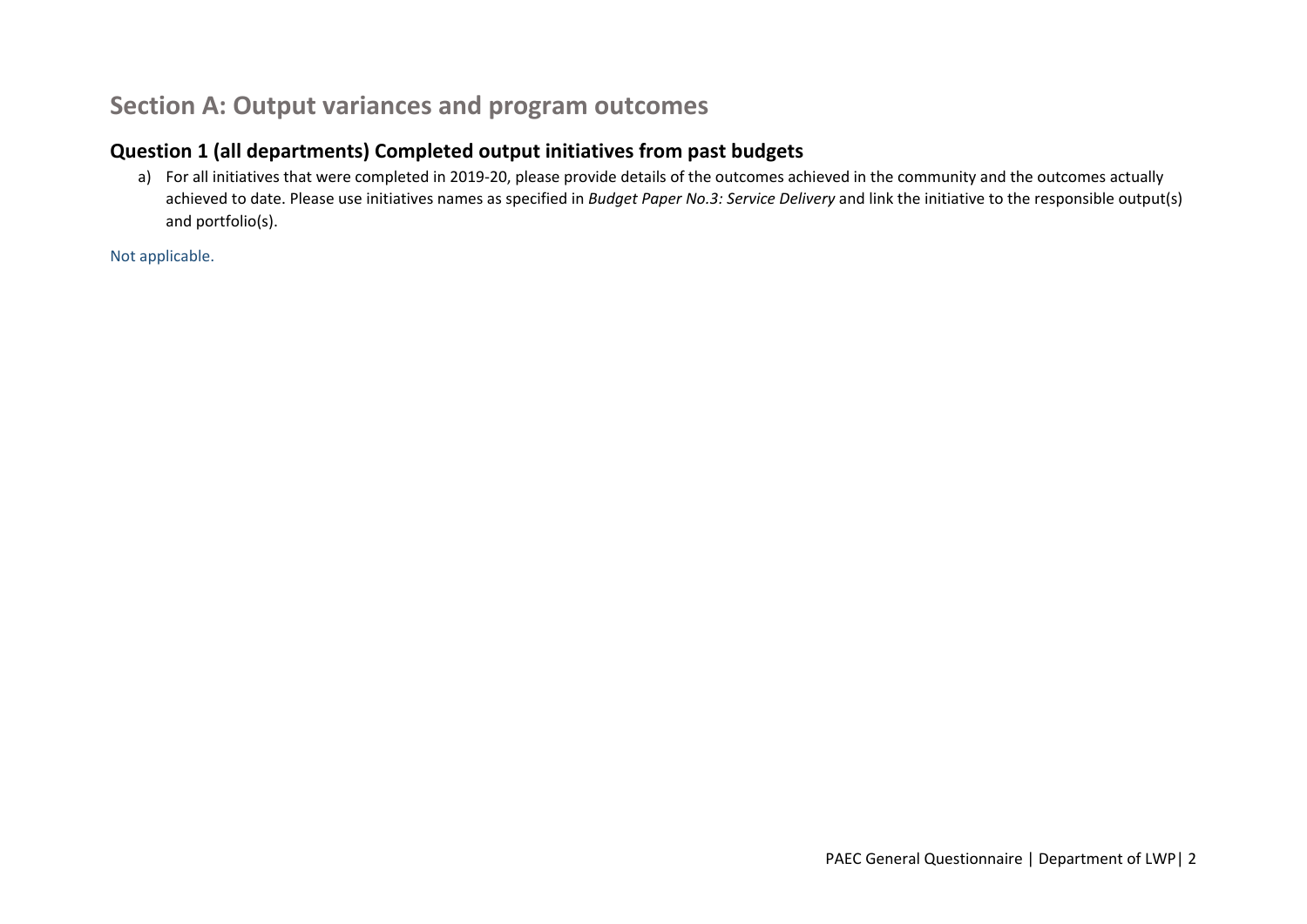# Section A: Output variances and program outcomes

## Question 1 (all departments) Completed output initiatives from past budgets

a) For all initiatives that were completed in 2019-20, please provide details of the outcomes achieved in the community and the outcomes actually achieved to date. Please use initiatives names as specified in *Budget Paper No.3: Service Delivery* and link the initiative to the responsible output(s) and portfolio(s).

Not applicable.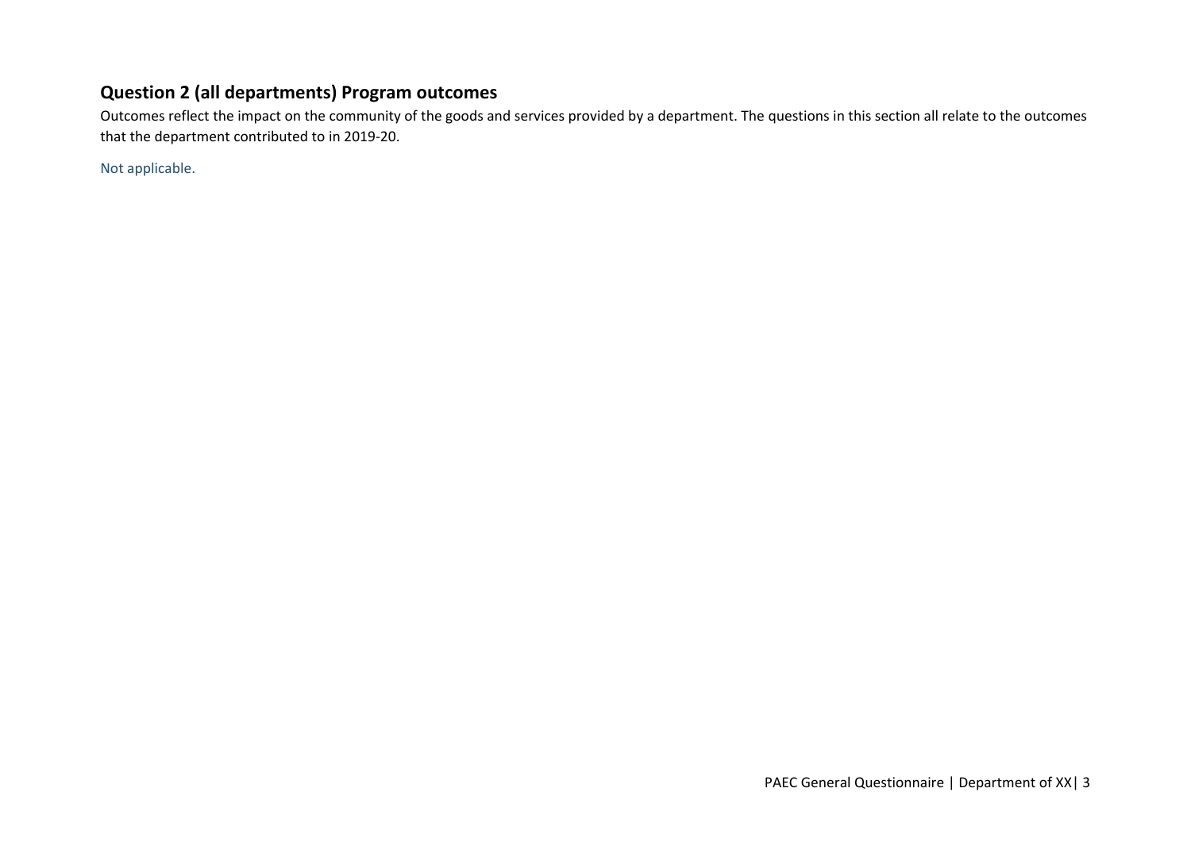## Question 2 (all departments) Program outcomes

Outcomes reflect the impact on the community of the goods and services provided by a department. The questions in this section all relate to the outcomes that the department contributed to in 2019-20.

Not applicable.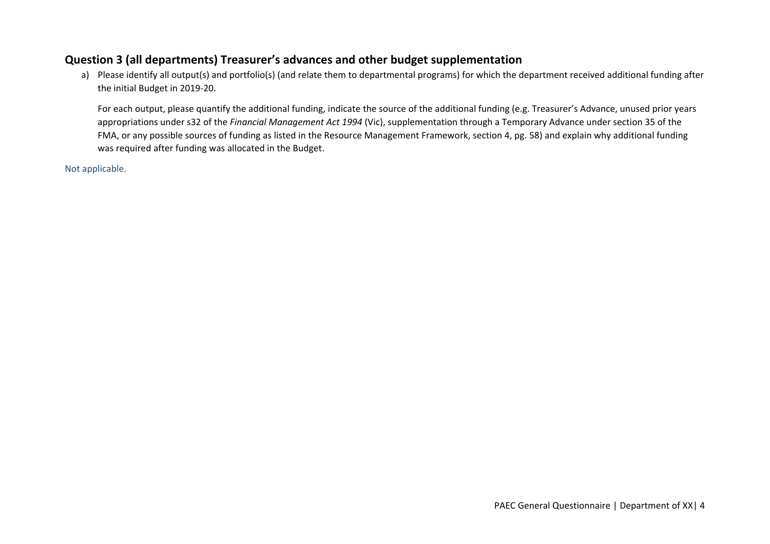## Question 3 (all departments) Treasurer's advances and other budget supplementation

a) Please identify all output(s) and portfolio(s) (and relate them to departmental programs) for which the department received additional funding after the initial Budget in 2019-20.

   For each output, please quantify the additional funding, indicate the source of the additional funding (e.g. Treasurer's Advance, unused prior years appropriations under s32 of the *Financial Management Act 1994* (Vic), supplementation through a Temporary Advance under section 35 of the FMA, or any possible sources of funding as listed in the Resource Management Framework, section 4, pg. 58) and explain why additional funding was required after funding was allocated in the Budget.

Not applicable.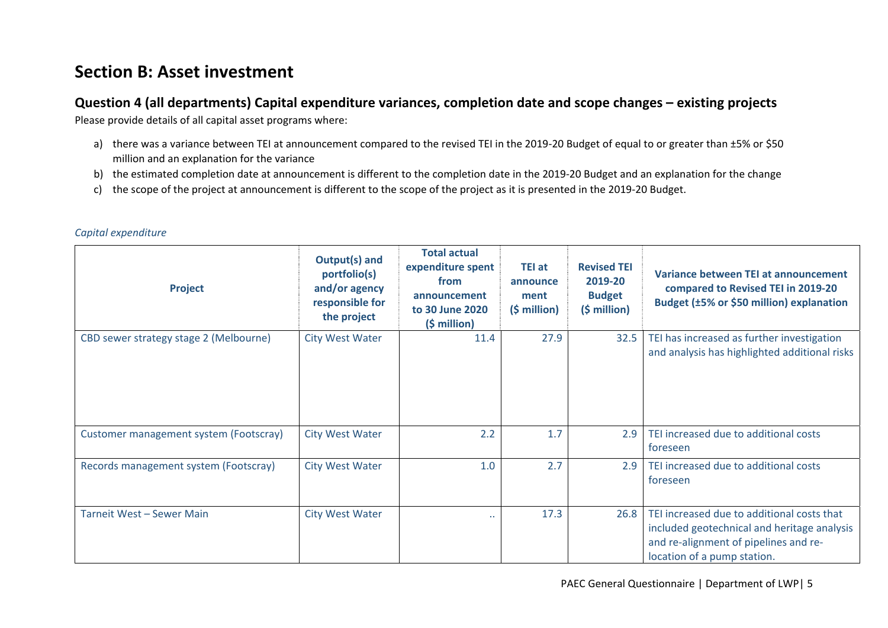# Section B: Asset investment

## Question 4 (all departments) Capital expenditure variances, completion date and scope changes – existing projects

Please provide details of all capital asset programs where:

a) there was a variance between TEI at announcement compared to the revised TEI in the 2019-20 Budget of equal to or greater than ±5% or $50 million and an explanation for the variance

b) the estimated completion date at announcement is different to the completion date in the 2019-20 Budget and an explanation for the change

c) the scope of the project at announcement is different to the scope of the project as it is presented in the 2019-20 Budget.

*Capital expenditure*

| Project | Output(s) and portfolio(s) and/or agency responsible for the project | Total actual expenditure spent from announcement to 30 June 2020 ($ million) | TEI at announcement ($ million) | Revised TEI 2019-20 Budget ($ million) | Variance between TEI at announcement compared to Revised TEI in 2019-20 Budget (±5% or $50 million) explanation |
|---|---|---|---|---|---|
| CBD sewer strategy stage 2 (Melbourne) | City West Water | 11.4 | 27.9 | 32.5 | TEI has increased as further investigation and analysis has highlighted additional risks |
| Customer management system (Footscray) | City West Water | 2.2 | 1.7 | 2.9 | TEI increased due to additional costs foreseen |
| Records management system (Footscray) | City West Water | 1.0 | 2.7 | 2.9 | TEI increased due to additional costs foreseen |
| Tarneit West – Sewer Main | City West Water | .. | 17.3 | 26.8 | TEI increased due to additional costs that included geotechnical and heritage analysis and re-alignment of pipelines and re-location of a pump station. |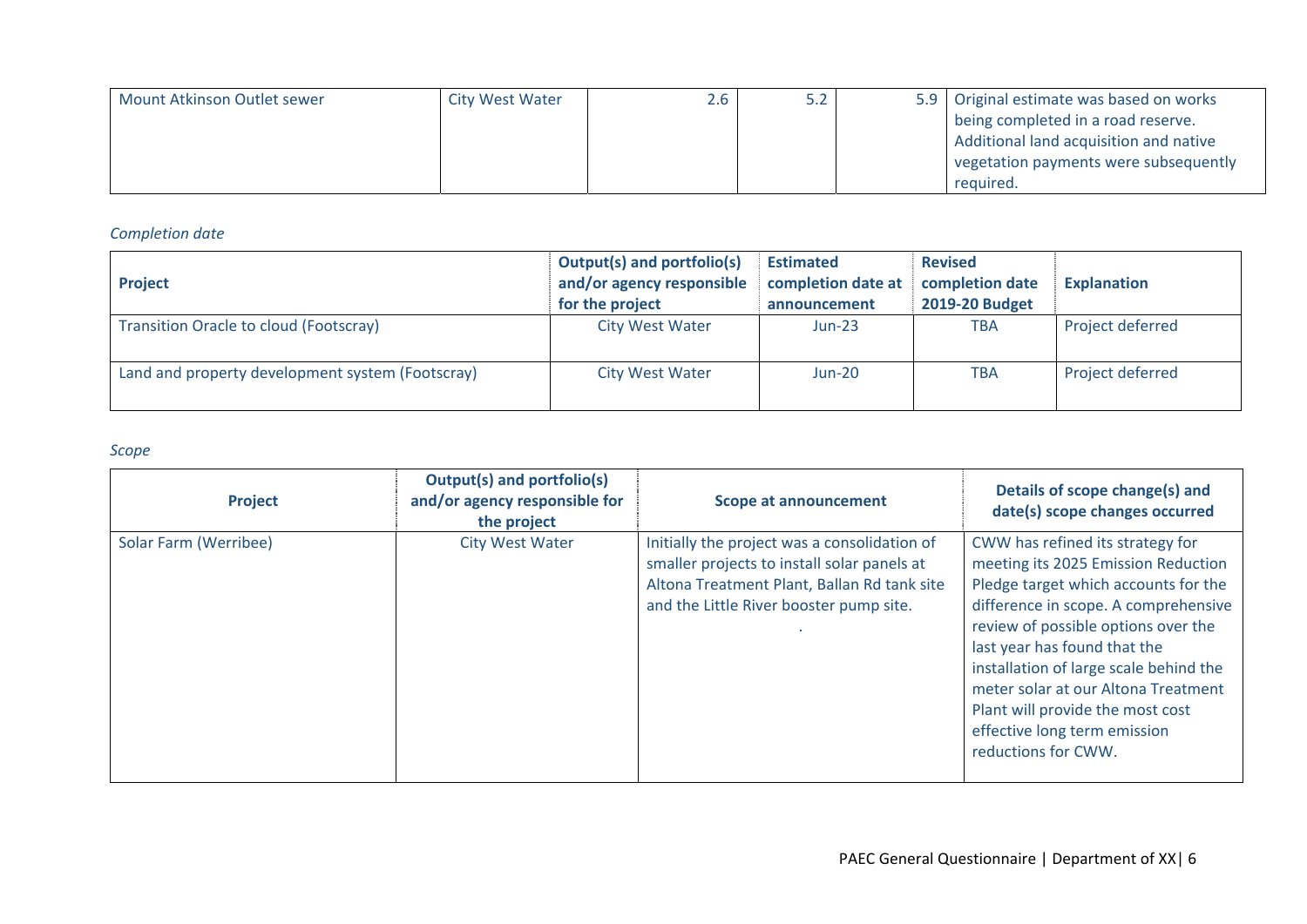| | | | | | |
|---|---|---|---|---|---|
| Mount Atkinson Outlet sewer | City West Water | 2.6 | 5.2 | 5.9 | Original estimate was based on works being completed in a road reserve. Additional land acquisition and native vegetation payments were subsequently required. |

*Completion date*

| Project | Output(s) and portfolio(s) and/or agency responsible for the project | Estimated completion date at announcement | Revised completion date 2019-20 Budget | Explanation |
|---|---|---|---|---|
| Transition Oracle to cloud (Footscray) | City West Water | Jun-23 | TBA | Project deferred |
| Land and property development system (Footscray) | City West Water | Jun-20 | TBA | Project deferred |

*Scope*

| Project | Output(s) and portfolio(s) and/or agency responsible for the project | Scope at announcement | Details of scope change(s) and date(s) scope changes occurred |
|---|---|---|---|
| Solar Farm (Werribee) | City West Water | Initially the project was a consolidation of smaller projects to install solar panels at Altona Treatment Plant, Ballan Rd tank site and the Little River booster pump site. . | CWW has refined its strategy for meeting its 2025 Emission Reduction Pledge target which accounts for the difference in scope. A comprehensive review of possible options over the last year has found that the installation of large scale behind the meter solar at our Altona Treatment Plant will provide the most cost effective long term emission reductions for CWW. |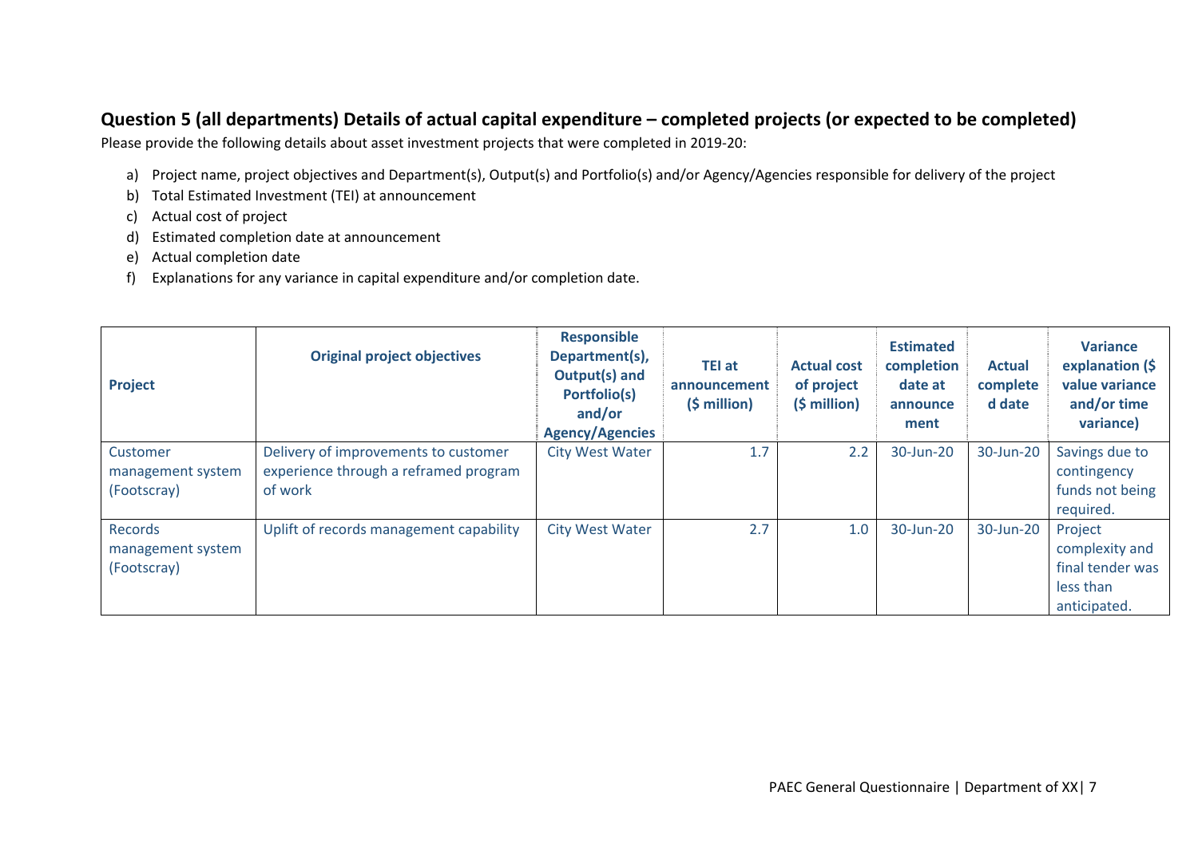## Question 5 (all departments) Details of actual capital expenditure – completed projects (or expected to be completed)

Please provide the following details about asset investment projects that were completed in 2019-20:

a) Project name, project objectives and Department(s), Output(s) and Portfolio(s) and/or Agency/Agencies responsible for delivery of the project
b) Total Estimated Investment (TEI) at announcement
c) Actual cost of project
d) Estimated completion date at announcement
e) Actual completion date
f) Explanations for any variance in capital expenditure and/or completion date.

| Project | Original project objectives | Responsible Department(s), Output(s) and Portfolio(s) and/or Agency/Agencies | TEI at announcement ($ million) | Actual cost of project ($ million) | Estimated completion date at announcement | Actual completed date | Variance explanation ($ value variance and/or time variance) |
|---|---|---|---|---|---|---|---|
| Customer management system (Footscray) | Delivery of improvements to customer experience through a reframed program of work | City West Water | 1.7 | 2.2 | 30-Jun-20 | 30-Jun-20 | Savings due to contingency funds not being required. |
| Records management system (Footscray) | Uplift of records management capability | City West Water | 2.7 | 1.0 | 30-Jun-20 | 30-Jun-20 | Project complexity and final tender was less than anticipated. |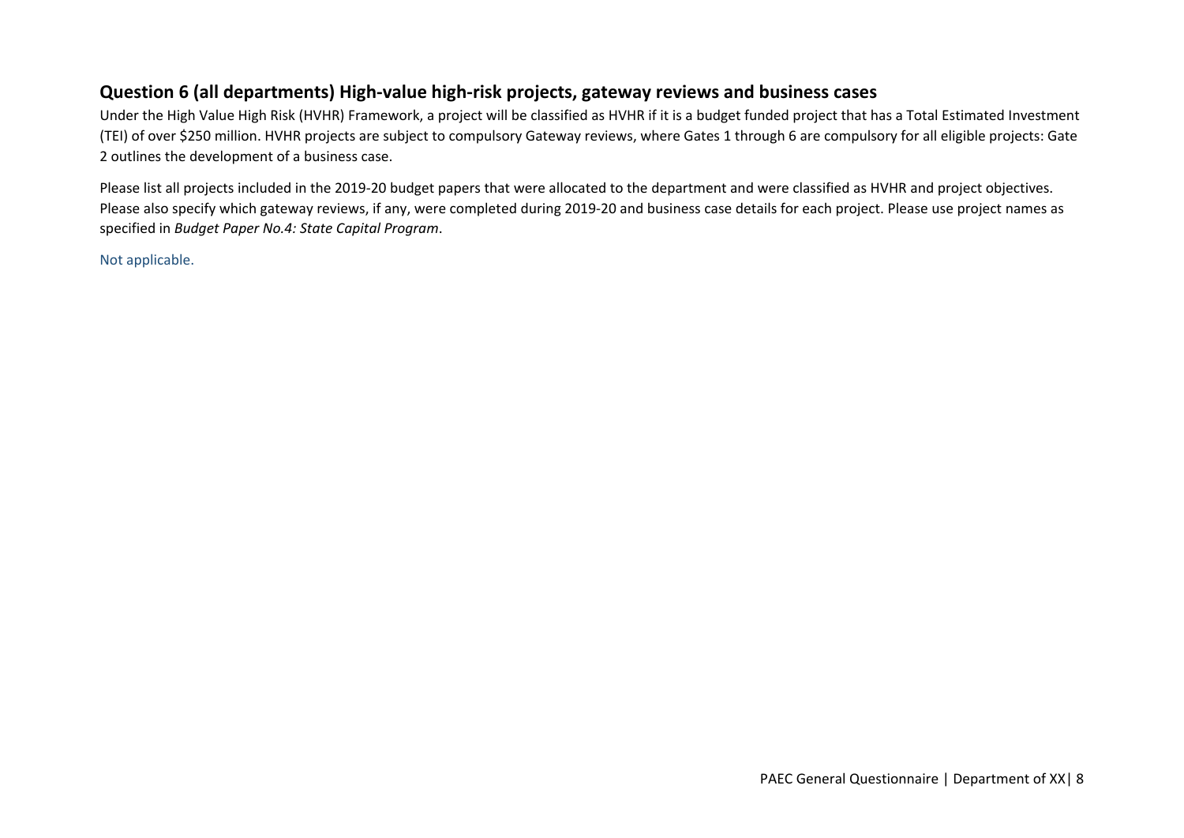## Question 6 (all departments) High-value high-risk projects, gateway reviews and business cases

Under the High Value High Risk (HVHR) Framework, a project will be classified as HVHR if it is a budget funded project that has a Total Estimated Investment (TEI) of over $250 million. HVHR projects are subject to compulsory Gateway reviews, where Gates 1 through 6 are compulsory for all eligible projects: Gate 2 outlines the development of a business case.

Please list all projects included in the 2019-20 budget papers that were allocated to the department and were classified as HVHR and project objectives. Please also specify which gateway reviews, if any, were completed during 2019-20 and business case details for each project. Please use project names as specified in *Budget Paper No.4: State Capital Program*.

Not applicable.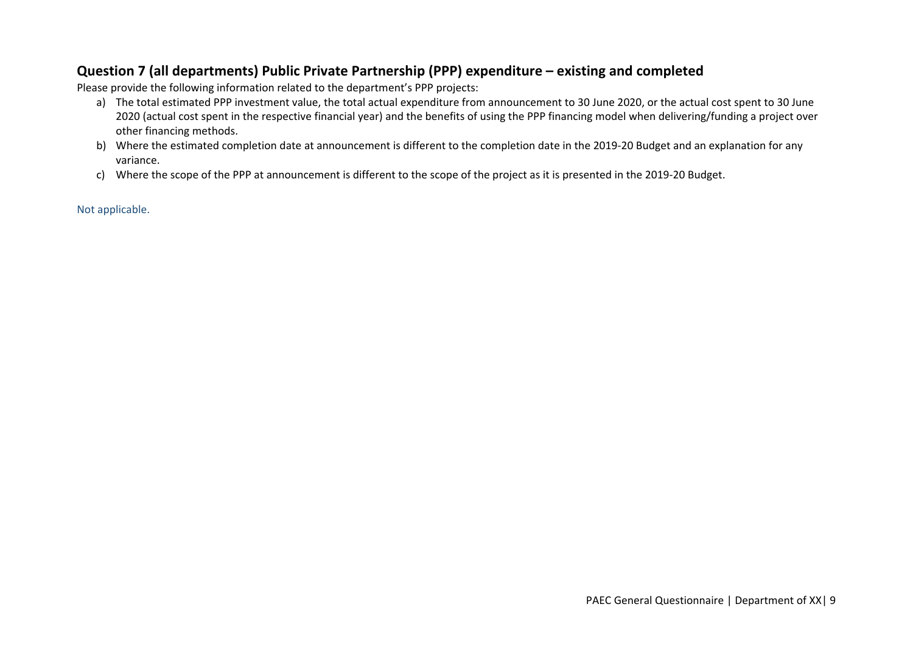## Question 7 (all departments) Public Private Partnership (PPP) expenditure – existing and completed

Please provide the following information related to the department's PPP projects:

a) The total estimated PPP investment value, the total actual expenditure from announcement to 30 June 2020, or the actual cost spent to 30 June 2020 (actual cost spent in the respective financial year) and the benefits of using the PPP financing model when delivering/funding a project over other financing methods.

b) Where the estimated completion date at announcement is different to the completion date in the 2019-20 Budget and an explanation for any variance.

c) Where the scope of the PPP at announcement is different to the scope of the project as it is presented in the 2019-20 Budget.

Not applicable.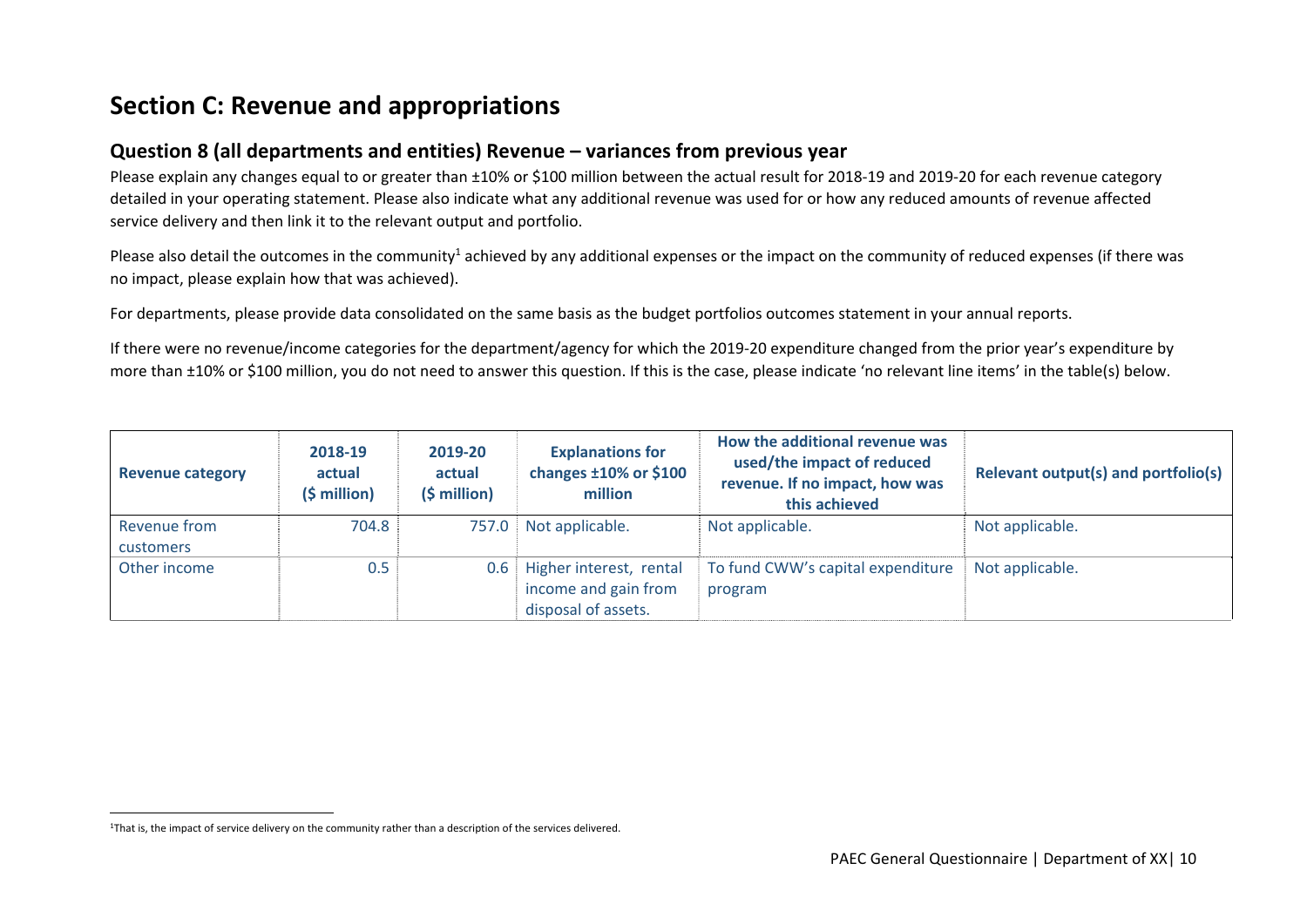# Section C: Revenue and appropriations

## Question 8 (all departments and entities) Revenue – variances from previous year

Please explain any changes equal to or greater than ±10% or $100 million between the actual result for 2018-19 and 2019-20 for each revenue category detailed in your operating statement. Please also indicate what any additional revenue was used for or how any reduced amounts of revenue affected service delivery and then link it to the relevant output and portfolio.

Please also detail the outcomes in the community[1] achieved by any additional expenses or the impact on the community of reduced expenses (if there was no impact, please explain how that was achieved).

For departments, please provide data consolidated on the same basis as the budget portfolios outcomes statement in your annual reports.

If there were no revenue/income categories for the department/agency for which the 2019-20 expenditure changed from the prior year's expenditure by more than ±10% or $100 million, you do not need to answer this question. If this is the case, please indicate 'no relevant line items' in the table(s) below.

| Revenue category | 2018-19 actual ($ million) | 2019-20 actual ($ million) | Explanations for changes ±10% or $100 million | How the additional revenue was used/the impact of reduced revenue. If no impact, how was this achieved | Relevant output(s) and portfolio(s) |
|---|---|---|---|---|---|
| Revenue from customers | 704.8 | 757.0 | Not applicable. | Not applicable. | Not applicable. |
| Other income | 0.5 | 0.6 | Higher interest, rental income and gain from disposal of assets. | To fund CWW's capital expenditure program | Not applicable. |

[1]That is, the impact of service delivery on the community rather than a description of the services delivered.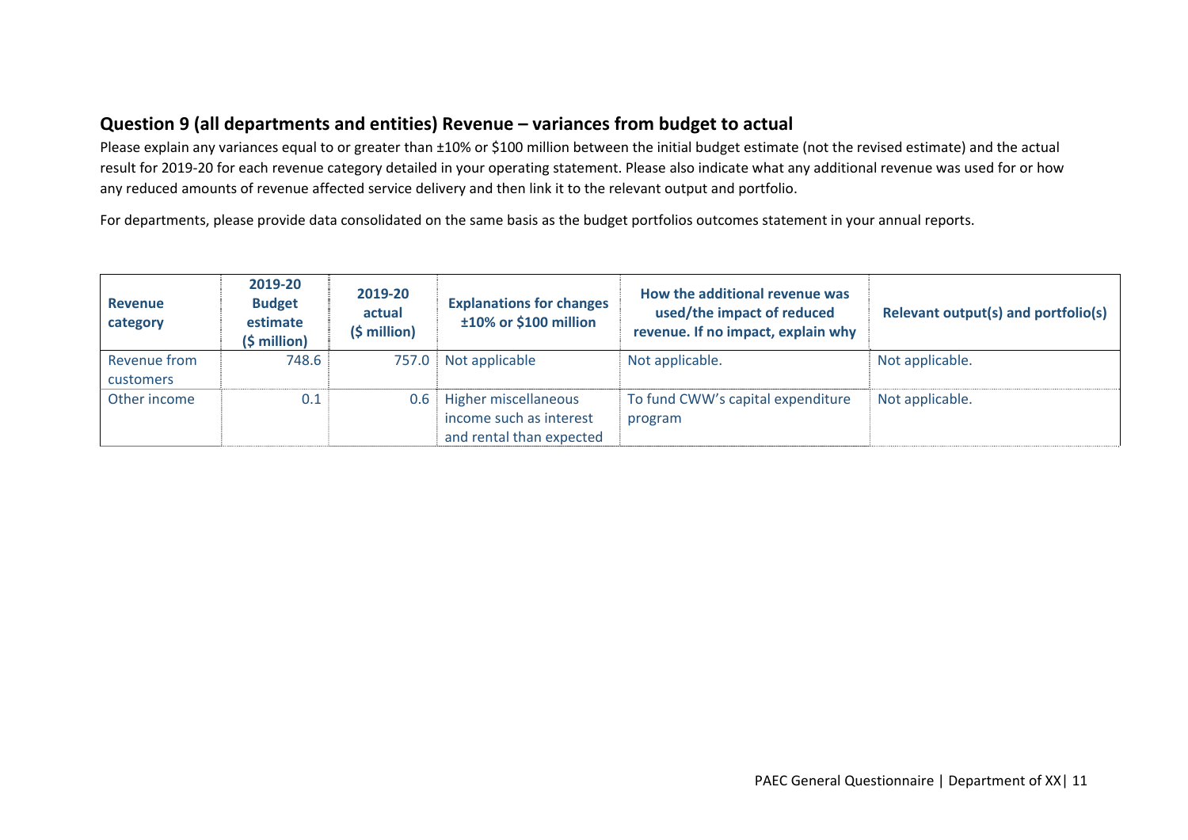## Question 9 (all departments and entities) Revenue – variances from budget to actual

Please explain any variances equal to or greater than ±10% or $100 million between the initial budget estimate (not the revised estimate) and the actual result for 2019-20 for each revenue category detailed in your operating statement. Please also indicate what any additional revenue was used for or how any reduced amounts of revenue affected service delivery and then link it to the relevant output and portfolio.

For departments, please provide data consolidated on the same basis as the budget portfolios outcomes statement in your annual reports.

| Revenue category | 2019-20 Budget estimate ($ million) | 2019-20 actual ($ million) | Explanations for changes ±10% or $100 million | How the additional revenue was used/the impact of reduced revenue. If no impact, explain why | Relevant output(s) and portfolio(s) |
|---|---|---|---|---|---|
| Revenue from customers | 748.6 | 757.0 | Not applicable | Not applicable. | Not applicable. |
| Other income | 0.1 | 0.6 | Higher miscellaneous income such as interest and rental than expected | To fund CWW's capital expenditure program | Not applicable. |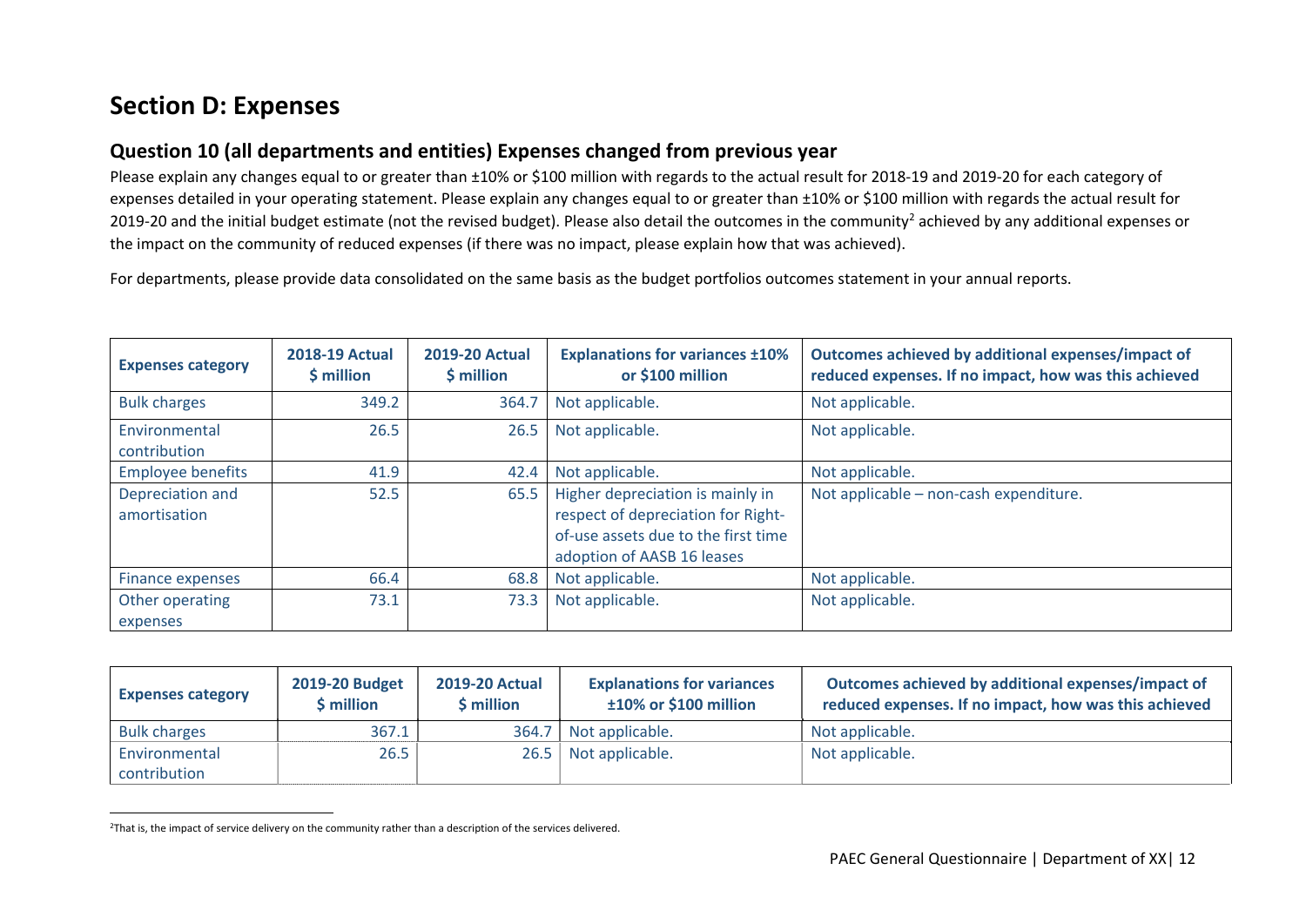## Section D: Expenses

### Question 10 (all departments and entities) Expenses changed from previous year

Please explain any changes equal to or greater than ±10% or $100 million with regards to the actual result for 2018-19 and 2019-20 for each category of expenses detailed in your operating statement. Please explain any changes equal to or greater than ±10% or $100 million with regards the actual result for 2019-20 and the initial budget estimate (not the revised budget). Please also detail the outcomes in the community[2] achieved by any additional expenses or the impact on the community of reduced expenses (if there was no impact, please explain how that was achieved).

For departments, please provide data consolidated on the same basis as the budget portfolios outcomes statement in your annual reports.

| Expenses category | 2018-19 Actual $ million | 2019-20 Actual $ million | Explanations for variances ±10% or $100 million | Outcomes achieved by additional expenses/impact of reduced expenses. If no impact, how was this achieved |
|---|---|---|---|---|
| Bulk charges | 349.2 | 364.7 | Not applicable. | Not applicable. |
| Environmental contribution | 26.5 | 26.5 | Not applicable. | Not applicable. |
| Employee benefits | 41.9 | 42.4 | Not applicable. | Not applicable. |
| Depreciation and amortisation | 52.5 | 65.5 | Higher depreciation is mainly in respect of depreciation for Right-of-use assets due to the first time adoption of AASB 16 leases | Not applicable – non-cash expenditure. |
| Finance expenses | 66.4 | 68.8 | Not applicable. | Not applicable. |
| Other operating expenses | 73.1 | 73.3 | Not applicable. | Not applicable. |

| Expenses category | 2019-20 Budget $ million | 2019-20 Actual $ million | Explanations for variances ±10% or $100 million | Outcomes achieved by additional expenses/impact of reduced expenses. If no impact, how was this achieved |
|---|---|---|---|---|
| Bulk charges | 367.1 | 364.7 | Not applicable. | Not applicable. |
| Environmental contribution | 26.5 | 26.5 | Not applicable. | Not applicable. |

[2]That is, the impact of service delivery on the community rather than a description of the services delivered.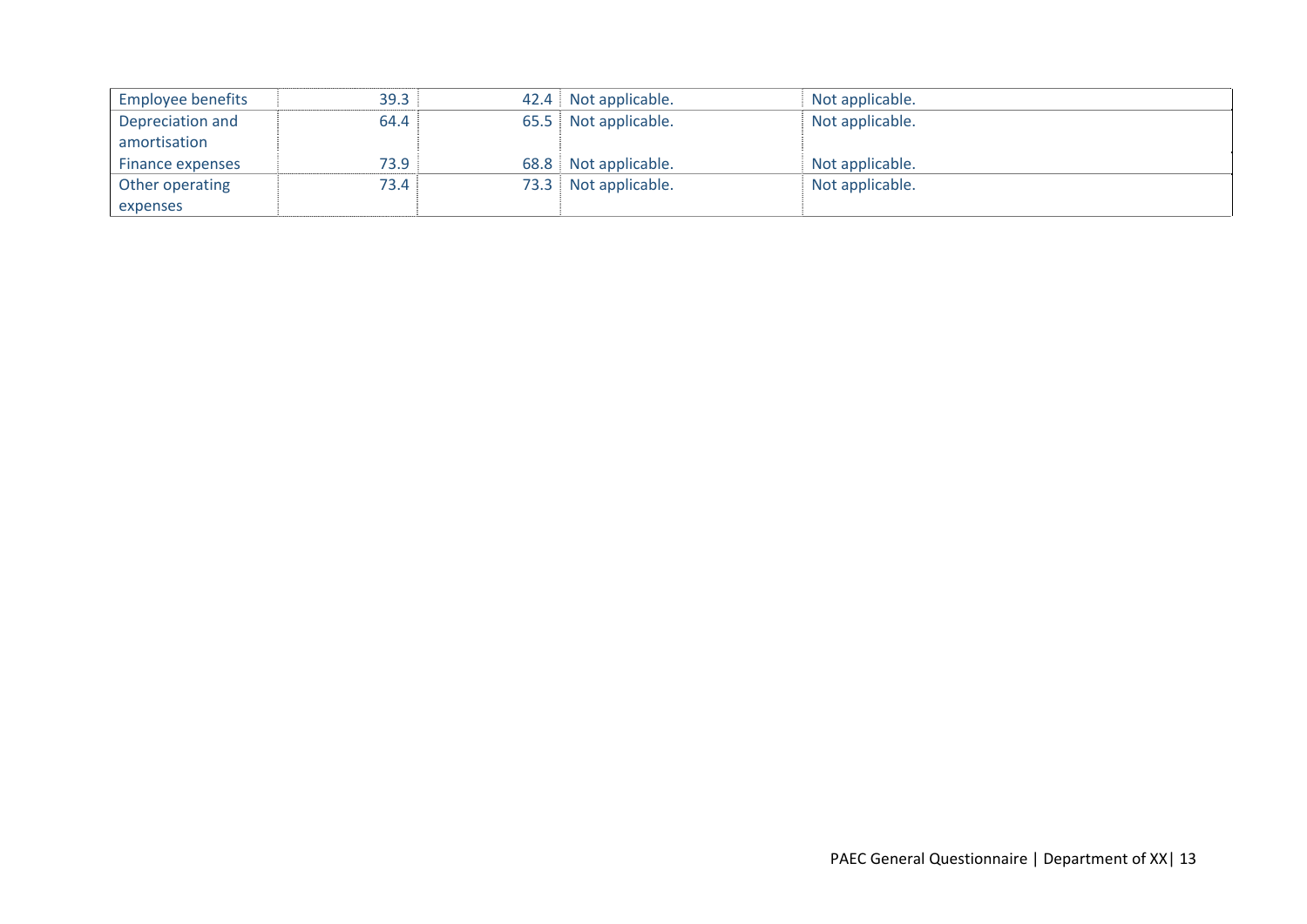| | | | | |
|---|---|---|---|---|
| Employee benefits | 39.3 | 42.4 | Not applicable. | Not applicable. |
| Depreciation and amortisation | 64.4 | 65.5 | Not applicable. | Not applicable. |
| Finance expenses | 73.9 | 68.8 | Not applicable. | Not applicable. |
| Other operating expenses | 73.4 | 73.3 | Not applicable. | Not applicable. |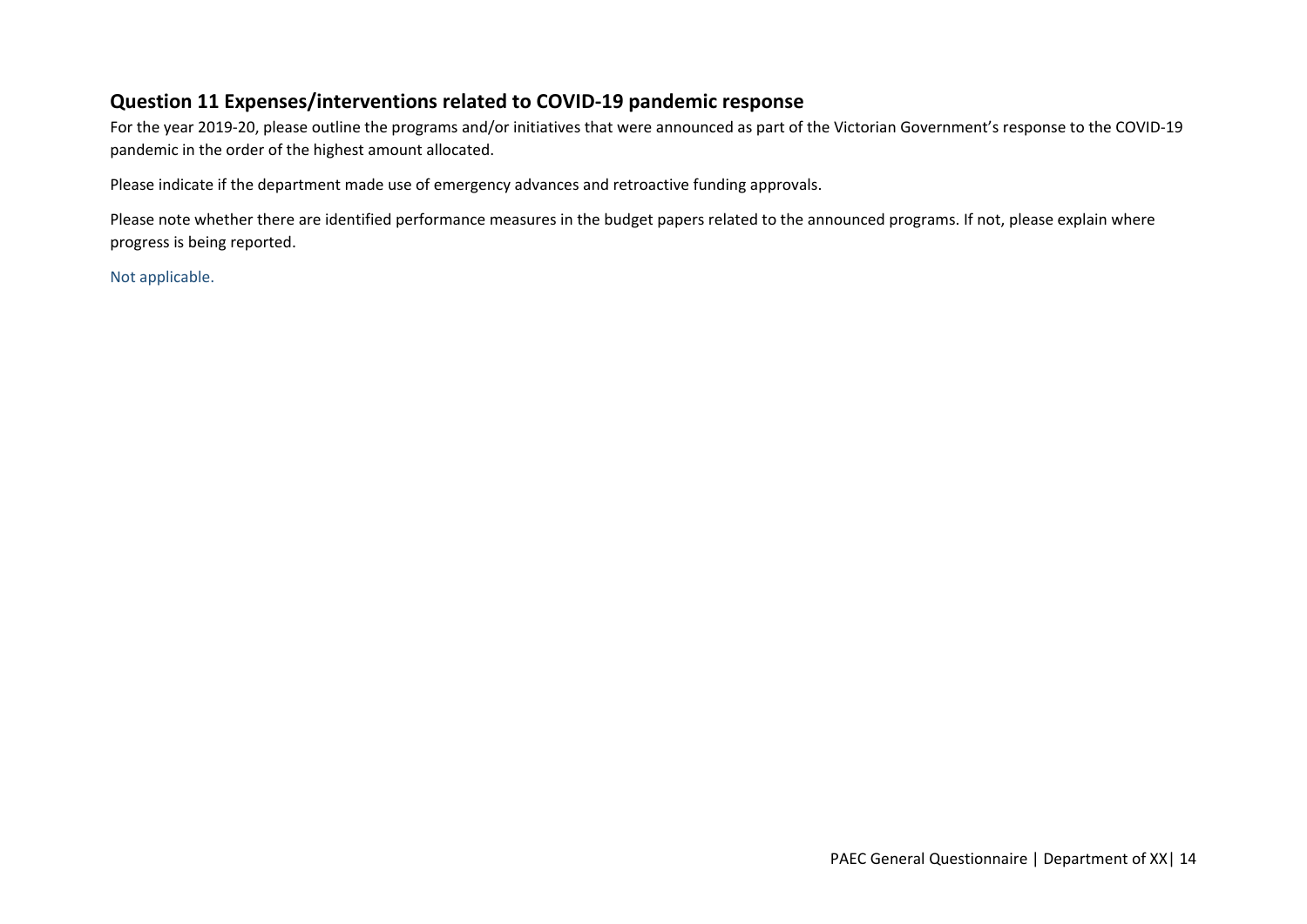## Question 11 Expenses/interventions related to COVID-19 pandemic response

For the year 2019-20, please outline the programs and/or initiatives that were announced as part of the Victorian Government's response to the COVID-19 pandemic in the order of the highest amount allocated.

Please indicate if the department made use of emergency advances and retroactive funding approvals.

Please note whether there are identified performance measures in the budget papers related to the announced programs. If not, please explain where progress is being reported.

Not applicable.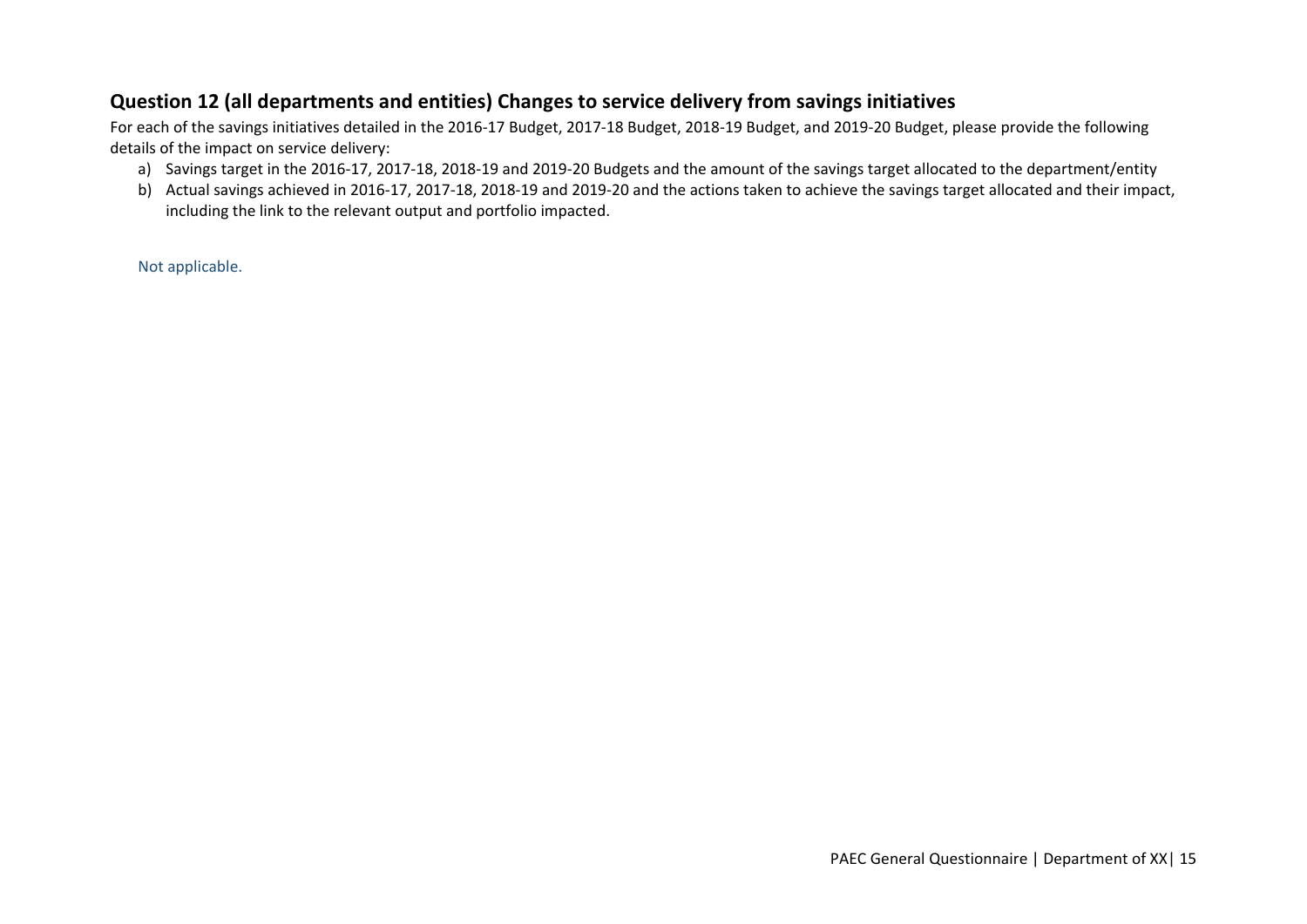## Question 12 (all departments and entities) Changes to service delivery from savings initiatives

For each of the savings initiatives detailed in the 2016-17 Budget, 2017-18 Budget, 2018-19 Budget, and 2019-20 Budget, please provide the following details of the impact on service delivery:

a) Savings target in the 2016-17, 2017-18, 2018-19 and 2019-20 Budgets and the amount of the savings target allocated to the department/entity
b) Actual savings achieved in 2016-17, 2017-18, 2018-19 and 2019-20 and the actions taken to achieve the savings target allocated and their impact, including the link to the relevant output and portfolio impacted.

Not applicable.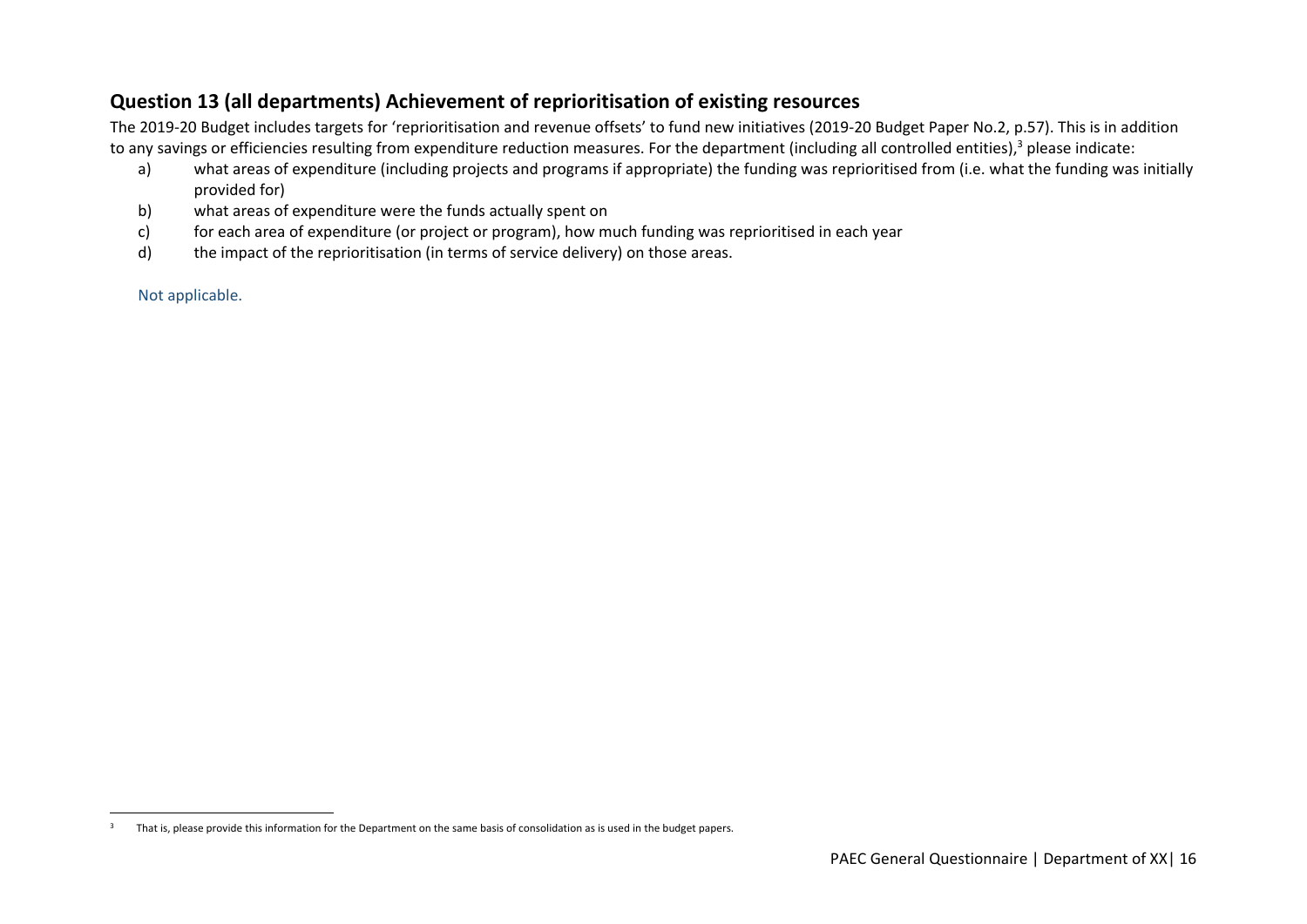## Question 13 (all departments) Achievement of reprioritisation of existing resources

The 2019-20 Budget includes targets for 'reprioritisation and revenue offsets' to fund new initiatives (2019-20 Budget Paper No.2, p.57). This is in addition to any savings or efficiencies resulting from expenditure reduction measures. For the department (including all controlled entities),[3] please indicate:

a) what areas of expenditure (including projects and programs if appropriate) the funding was reprioritised from (i.e. what the funding was initially provided for)

b) what areas of expenditure were the funds actually spent on

c) for each area of expenditure (or project or program), how much funding was reprioritised in each year

d) the impact of the reprioritisation (in terms of service delivery) on those areas.

Not applicable.

[3] That is, please provide this information for the Department on the same basis of consolidation as is used in the budget papers.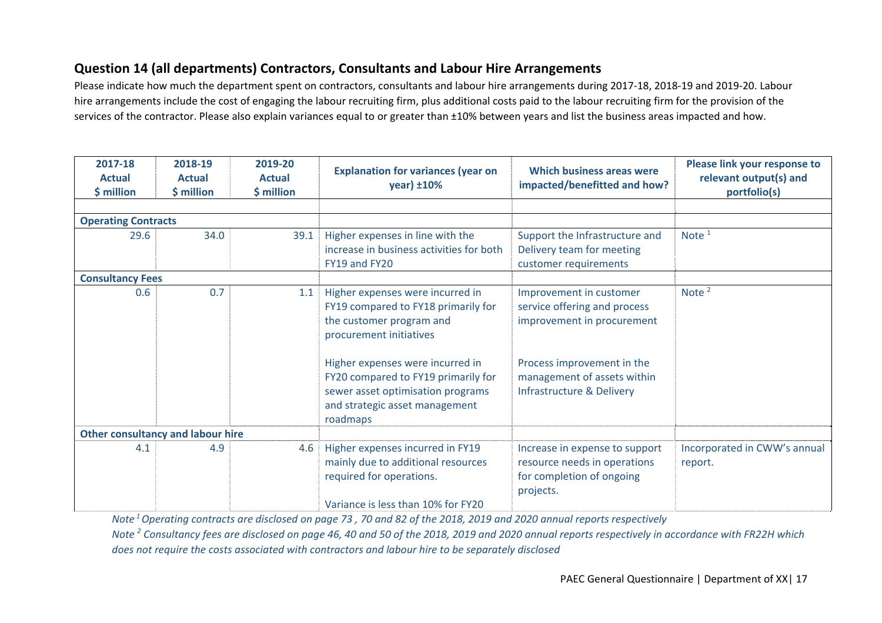## Question 14 (all departments) Contractors, Consultants and Labour Hire Arrangements

Please indicate how much the department spent on contractors, consultants and labour hire arrangements during 2017-18, 2018-19 and 2019-20. Labour hire arrangements include the cost of engaging the labour recruiting firm, plus additional costs paid to the labour recruiting firm for the provision of the services of the contractor. Please also explain variances equal to or greater than ±10% between years and list the business areas impacted and how.

| 2017-18 Actual $ million | 2018-19 Actual $ million | 2019-20 Actual $ million | Explanation for variances (year on year) ±10% | Which business areas were impacted/benefitted and how? | Please link your response to relevant output(s) and portfolio(s) |
|---|---|---|---|---|---|
| | | | | | |
| **Operating Contracts** | | | | | |
| 29.6 | 34.0 | 39.1 | Higher expenses in line with the increase in business activities for both FY19 and FY20 | Support the Infrastructure and Delivery team for meeting customer requirements | Note [1] |
| **Consultancy Fees** | | | | | |
| 0.6 | 0.7 | 1.1 | Higher expenses were incurred in FY19 compared to FY18 primarily for the customer program and procurement initiatives<br><br>Higher expenses were incurred in FY20 compared to FY19 primarily for sewer asset optimisation programs and strategic asset management roadmaps | Improvement in customer service offering and process improvement in procurement<br><br>Process improvement in the management of assets within Infrastructure & Delivery | Note [2] |
| **Other consultancy and labour hire** | | | | | |
| 4.1 | 4.9 | 4.6 | Higher expenses incurred in FY19 mainly due to additional resources required for operations.<br><br>Variance is less than 10% for FY20 | Increase in expense to support resource needs in operations for completion of ongoing projects. | Incorporated in CWW's annual report. |

*Note [1] Operating contracts are disclosed on page 73 , 70 and 82 of the 2018, 2019 and 2020 annual reports respectively*

*Note [2] Consultancy fees are disclosed on page 46, 40 and 50 of the 2018, 2019 and 2020 annual reports respectively in accordance with FR22H which does not require the costs associated with contractors and labour hire to be separately disclosed*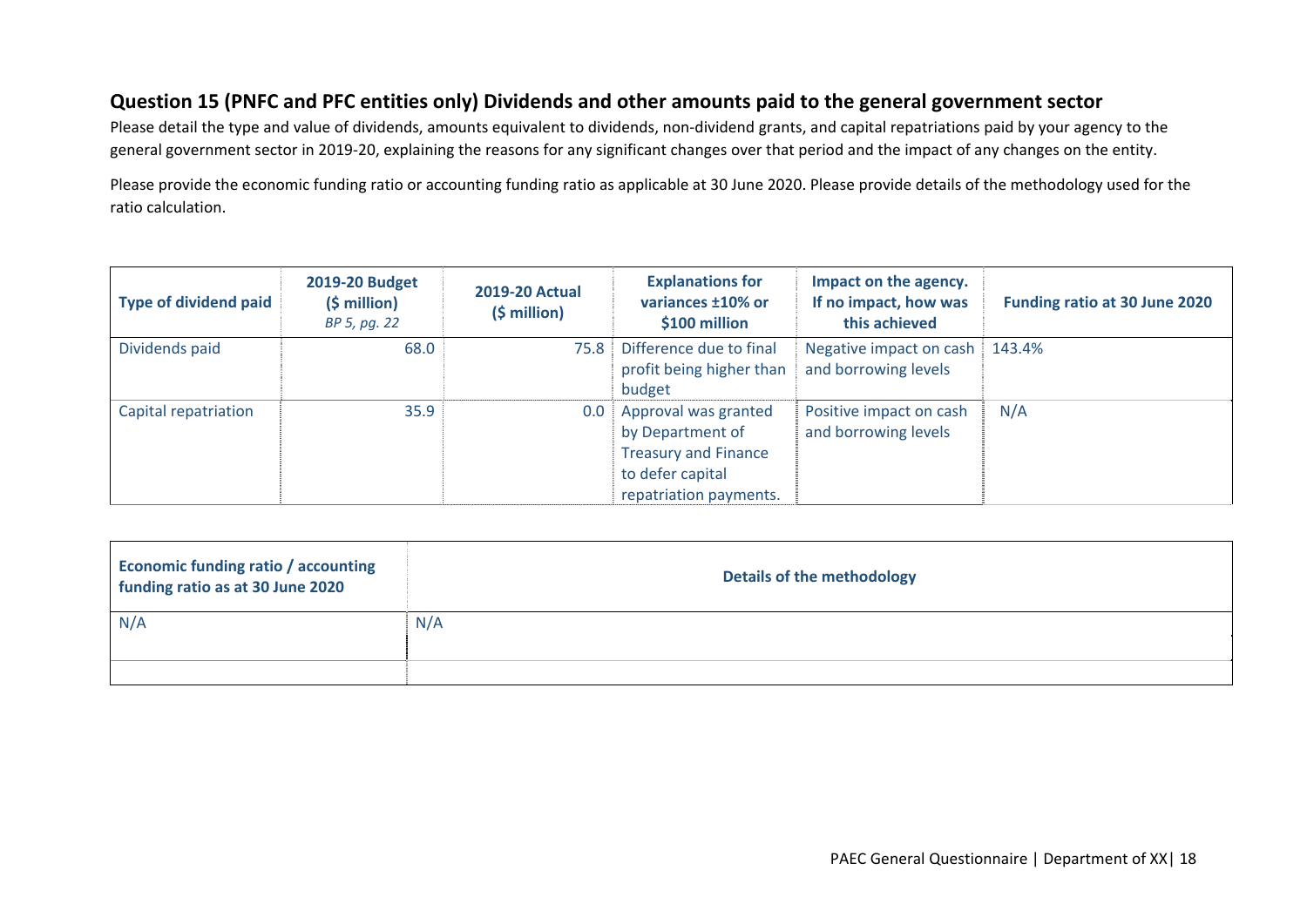## Question 15 (PNFC and PFC entities only) Dividends and other amounts paid to the general government sector

Please detail the type and value of dividends, amounts equivalent to dividends, non-dividend grants, and capital repatriations paid by your agency to the general government sector in 2019-20, explaining the reasons for any significant changes over that period and the impact of any changes on the entity.

Please provide the economic funding ratio or accounting funding ratio as applicable at 30 June 2020. Please provide details of the methodology used for the ratio calculation.

| Type of dividend paid | 2019-20 Budget ($ million) *BP 5, pg. 22* | 2019-20 Actual ($ million) | Explanations for variances ±10% or $100 million | Impact on the agency. If no impact, how was this achieved | Funding ratio at 30 June 2020 |
|---|---|---|---|---|---|
| Dividends paid | 68.0 | 75.8 | Difference due to final profit being higher than budget | Negative impact on cash and borrowing levels | 143.4% |
| Capital repatriation | 35.9 | 0.0 | Approval was granted by Department of Treasury and Finance to defer capital repatriation payments. | Positive impact on cash and borrowing levels | N/A |

| Economic funding ratio / accounting funding ratio as at 30 June 2020 | Details of the methodology |
|---|---|
| N/A | N/A |
| | |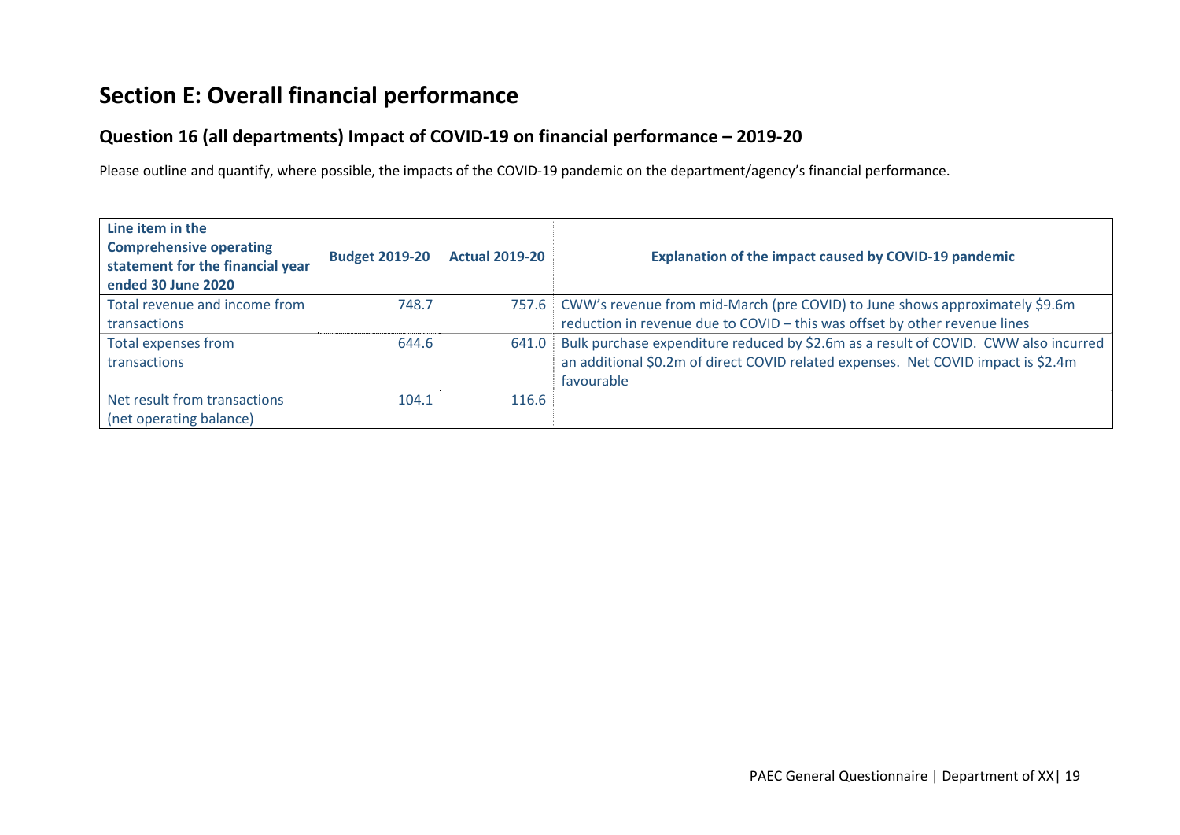# Section E: Overall financial performance

## Question 16 (all departments) Impact of COVID-19 on financial performance – 2019-20

Please outline and quantify, where possible, the impacts of the COVID-19 pandemic on the department/agency's financial performance.

| Line item in the Comprehensive operating statement for the financial year ended 30 June 2020 | Budget 2019-20 | Actual 2019-20 | Explanation of the impact caused by COVID-19 pandemic |
|---|---|---|---|
| Total revenue and income from transactions | 748.7 | 757.6 | CWW's revenue from mid-March (pre COVID) to June shows approximately $9.6m reduction in revenue due to COVID – this was offset by other revenue lines |
| Total expenses from transactions | 644.6 | 641.0 | Bulk purchase expenditure reduced by $2.6m as a result of COVID. CWW also incurred an additional $0.2m of direct COVID related expenses. Net COVID impact is $2.4m favourable |
| Net result from transactions (net operating balance) | 104.1 | 116.6 | |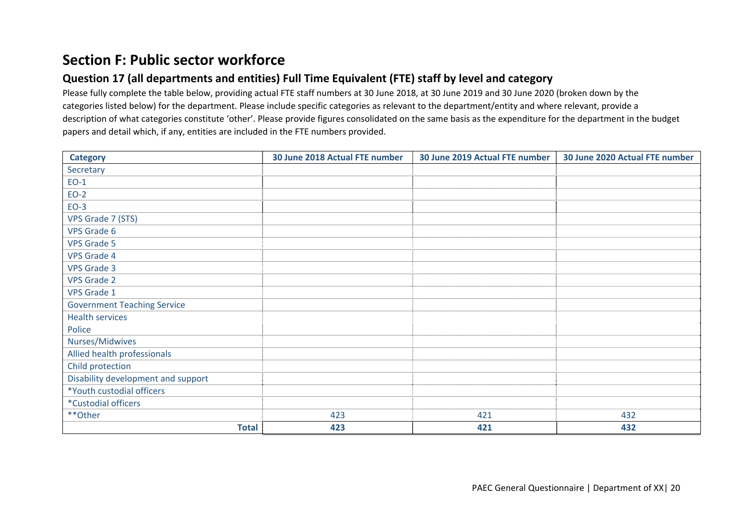## Section F: Public sector workforce

### Question 17 (all departments and entities) Full Time Equivalent (FTE) staff by level and category

Please fully complete the table below, providing actual FTE staff numbers at 30 June 2018, at 30 June 2019 and 30 June 2020 (broken down by the categories listed below) for the department. Please include specific categories as relevant to the department/entity and where relevant, provide a description of what categories constitute 'other'. Please provide figures consolidated on the same basis as the expenditure for the department in the budget papers and detail which, if any, entities are included in the FTE numbers provided.

| Category | 30 June 2018 Actual FTE number | 30 June 2019 Actual FTE number | 30 June 2020 Actual FTE number |
|---|---|---|---|
| Secretary | | | |
| EO-1 | | | |
| EO-2 | | | |
| EO-3 | | | |
| VPS Grade 7 (STS) | | | |
| VPS Grade 6 | | | |
| VPS Grade 5 | | | |
| VPS Grade 4 | | | |
| VPS Grade 3 | | | |
| VPS Grade 2 | | | |
| VPS Grade 1 | | | |
| Government Teaching Service | | | |
| Health services | | | |
| Police | | | |
| Nurses/Midwives | | | |
| Allied health professionals | | | |
| Child protection | | | |
| Disability development and support | | | |
| *Youth custodial officers | | | |
| *Custodial officers | | | |
| **Other | 423 | 421 | 432 |
| **Total** | **423** | **421** | **432** |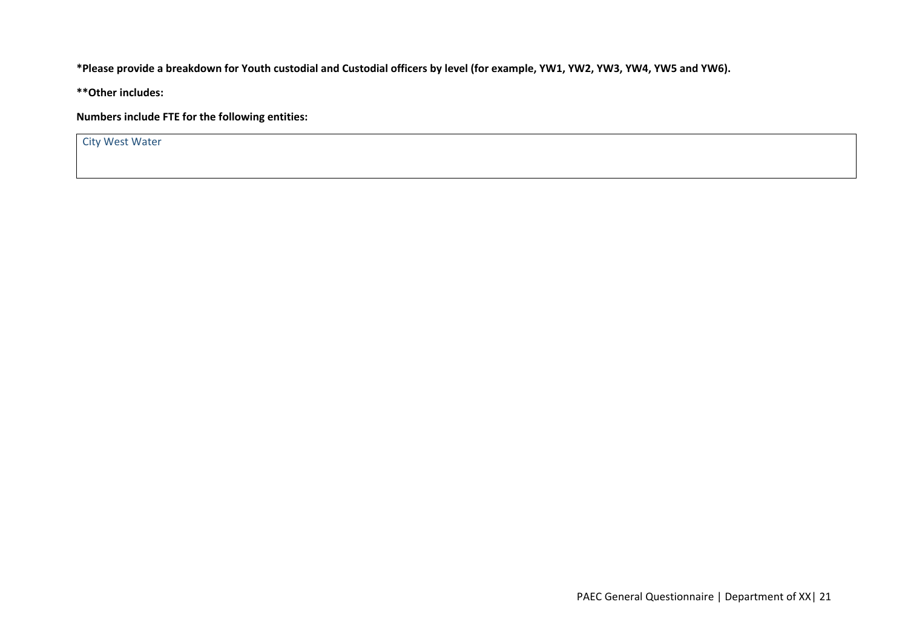**\*Please provide a breakdown for Youth custodial and Custodial officers by level (for example, YW1, YW2, YW3, YW4, YW5 and YW6).**

**\*\*Other includes:**

**Numbers include FTE for the following entities:**

| City West Water |
|---|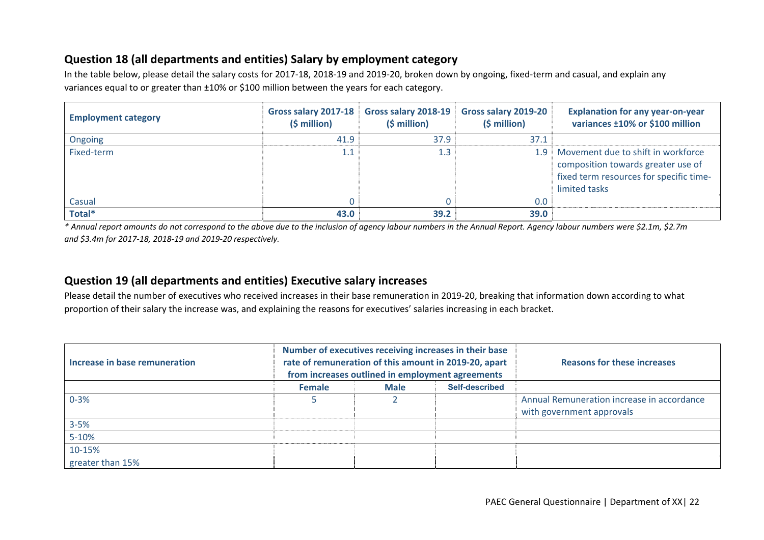## Question 18 (all departments and entities) Salary by employment category

In the table below, please detail the salary costs for 2017-18, 2018-19 and 2019-20, broken down by ongoing, fixed-term and casual, and explain any variances equal to or greater than ±10% or $100 million between the years for each category.

| Employment category | Gross salary 2017-18 ($ million) | Gross salary 2018-19 ($ million) | Gross salary 2019-20 ($ million) | Explanation for any year-on-year variances ±10% or $100 million |
|---|---|---|---|---|
| Ongoing | 41.9 | 37.9 | 37.1 | |
| Fixed-term | 1.1 | 1.3 | 1.9 | Movement due to shift in workforce composition towards greater use of fixed term resources for specific time-limited tasks |
| Casual | 0 | 0 | 0.0 | |
| **Total*** | **43.0** | **39.2** | **39.0** | |

*\* Annual report amounts do not correspond to the above due to the inclusion of agency labour numbers in the Annual Report. Agency labour numbers were $2.1m, $2.7m and $3.4m for 2017-18, 2018-19 and 2019-20 respectively.*

## Question 19 (all departments and entities) Executive salary increases

Please detail the number of executives who received increases in their base remuneration in 2019-20, breaking that information down according to what proportion of their salary the increase was, and explaining the reasons for executives' salaries increasing in each bracket.

| Increase in base remuneration | Number of executives receiving increases in their base rate of remuneration of this amount in 2019-20, apart from increases outlined in employment agreements | | | Reasons for these increases |
|---|---|---|---|---|
| | Female | Male | Self-described | |
| 0-3% | 5 | 2 | | Annual Remuneration increase in accordance with government approvals |
| 3-5% | | | | |
| 5-10% | | | | |
| 10-15% | | | | |
| greater than 15% | | | | |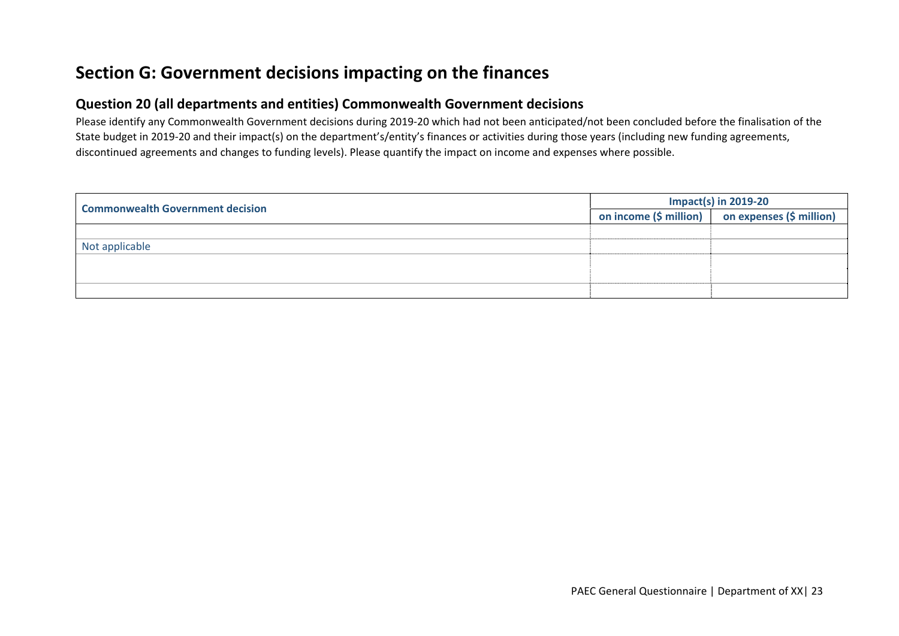## Section G: Government decisions impacting on the finances

### Question 20 (all departments and entities) Commonwealth Government decisions

Please identify any Commonwealth Government decisions during 2019-20 which had not been anticipated/not been concluded before the finalisation of the State budget in 2019-20 and their impact(s) on the department's/entity's finances or activities during those years (including new funding agreements, discontinued agreements and changes to funding levels). Please quantify the impact on income and expenses where possible.

| Commonwealth Government decision | Impact(s) in 2019-20 | |
|---|---|---|
| | on income ($ million) | on expenses ($ million) |
| | | |
| Not applicable | | |
| | | |
| | | |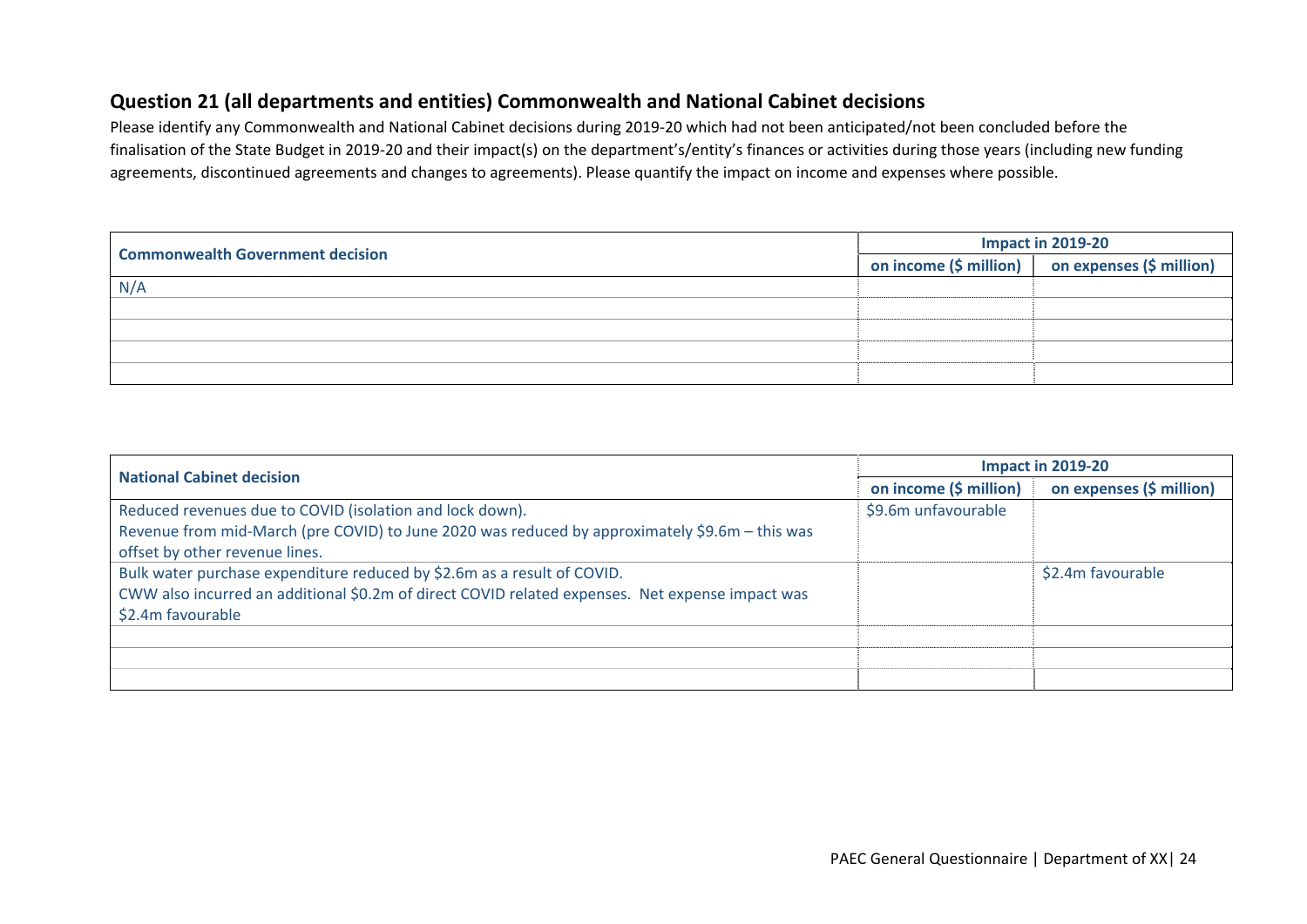## Question 21 (all departments and entities) Commonwealth and National Cabinet decisions

Please identify any Commonwealth and National Cabinet decisions during 2019-20 which had not been anticipated/not been concluded before the finalisation of the State Budget in 2019-20 and their impact(s) on the department's/entity's finances or activities during those years (including new funding agreements, discontinued agreements and changes to agreements). Please quantify the impact on income and expenses where possible.

| Commonwealth Government decision | Impact in 2019-20 | |
|---|---|---|
| | on income ($ million) | on expenses ($ million) |
| N/A | | |
| | | |
| | | |
| | | |
| | | |

| National Cabinet decision | Impact in 2019-20 | |
|---|---|---|
| | on income ($ million) | on expenses ($ million) |
| Reduced revenues due to COVID (isolation and lock down).<br>Revenue from mid-March (pre COVID) to June 2020 was reduced by approximately $9.6m – this was offset by other revenue lines. | $9.6m unfavourable | |
| Bulk water purchase expenditure reduced by $2.6m as a result of COVID.<br>CWW also incurred an additional $0.2m of direct COVID related expenses. Net expense impact was $2.4m favourable | | $2.4m favourable |
| | | |
| | | |
| | | |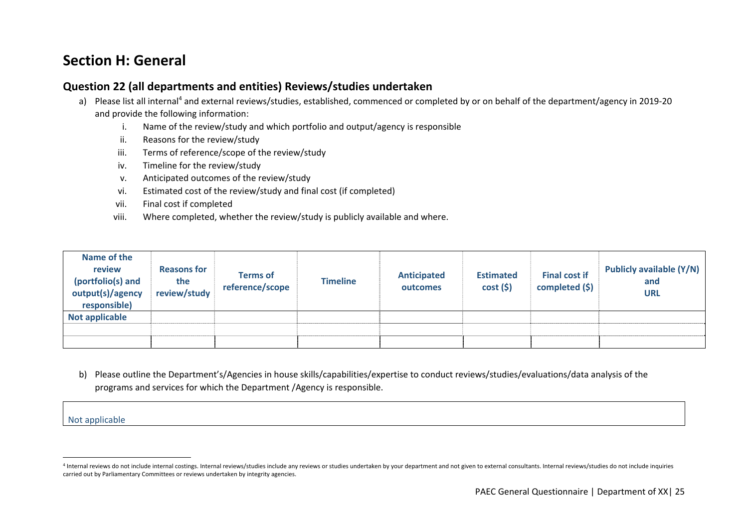## Section H: General

### Question 22 (all departments and entities) Reviews/studies undertaken

a) Please list all internal[4] and external reviews/studies, established, commenced or completed by or on behalf of the department/agency in 2019-20 and provide the following information:

   i. Name of the review/study and which portfolio and output/agency is responsible
   ii. Reasons for the review/study
   iii. Terms of reference/scope of the review/study
   iv. Timeline for the review/study
   v. Anticipated outcomes of the review/study
   vi. Estimated cost of the review/study and final cost (if completed)
   vii. Final cost if completed
   viii. Where completed, whether the review/study is publicly available and where.

| Name of the review (portfolio(s) and output(s)/agency responsible) | Reasons for the review/study | Terms of reference/scope | Timeline | Anticipated outcomes | Estimated cost ($) | Final cost if completed ($) | Publicly available (Y/N) and URL |
|---|---|---|---|---|---|---|---|
| Not applicable | | | | | | | |
| | | | | | | | |
| | | | | | | | |

b) Please outline the Department's/Agencies in house skills/capabilities/expertise to conduct reviews/studies/evaluations/data analysis of the programs and services for which the Department /Agency is responsible.

| |
|---|
| Not applicable |

[4] Internal reviews do not include internal costings. Internal reviews/studies include any reviews or studies undertaken by your department and not given to external consultants. Internal reviews/studies do not include inquiries carried out by Parliamentary Committees or reviews undertaken by integrity agencies.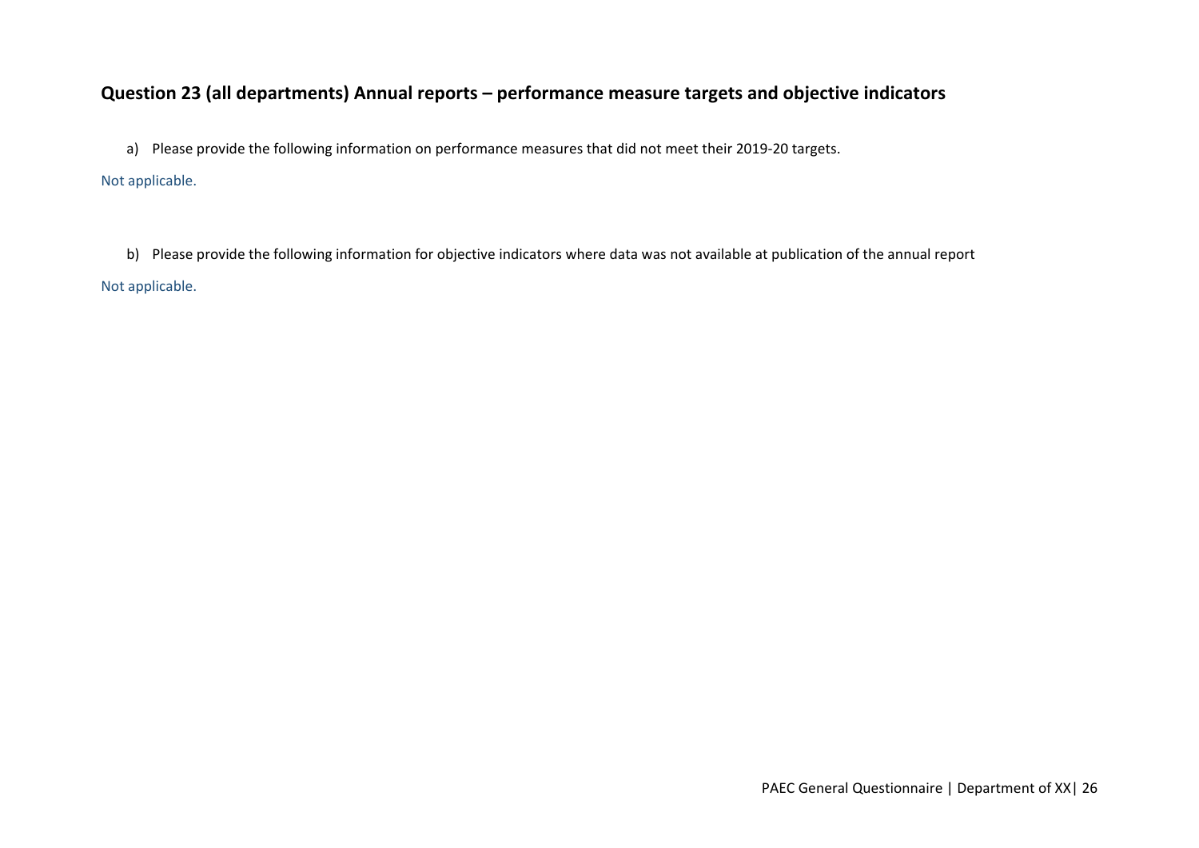## Question 23 (all departments) Annual reports – performance measure targets and objective indicators

a) Please provide the following information on performance measures that did not meet their 2019-20 targets.

Not applicable.

b) Please provide the following information for objective indicators where data was not available at publication of the annual report

Not applicable.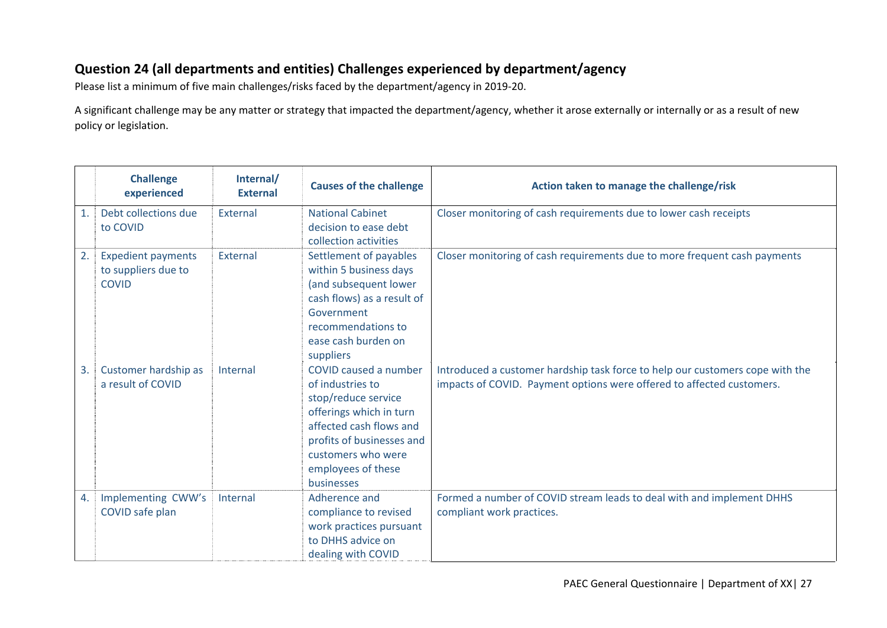## Question 24 (all departments and entities) Challenges experienced by department/agency

Please list a minimum of five main challenges/risks faced by the department/agency in 2019-20.

A significant challenge may be any matter or strategy that impacted the department/agency, whether it arose externally or internally or as a result of new policy or legislation.

| | Challenge experienced | Internal/ External | Causes of the challenge | Action taken to manage the challenge/risk |
|---|---|---|---|---|
| 1. | Debt collections due to COVID | External | National Cabinet decision to ease debt collection activities | Closer monitoring of cash requirements due to lower cash receipts |
| 2. | Expedient payments to suppliers due to COVID | External | Settlement of payables within 5 business days (and subsequent lower cash flows) as a result of Government recommendations to ease cash burden on suppliers | Closer monitoring of cash requirements due to more frequent cash payments |
| 3. | Customer hardship as a result of COVID | Internal | COVID caused a number of industries to stop/reduce service offerings which in turn affected cash flows and profits of businesses and customers who were employees of these businesses | Introduced a customer hardship task force to help our customers cope with the impacts of COVID. Payment options were offered to affected customers. |
| 4. | Implementing CWW's COVID safe plan | Internal | Adherence and compliance to revised work practices pursuant to DHHS advice on dealing with COVID | Formed a number of COVID stream leads to deal with and implement DHHS compliant work practices. |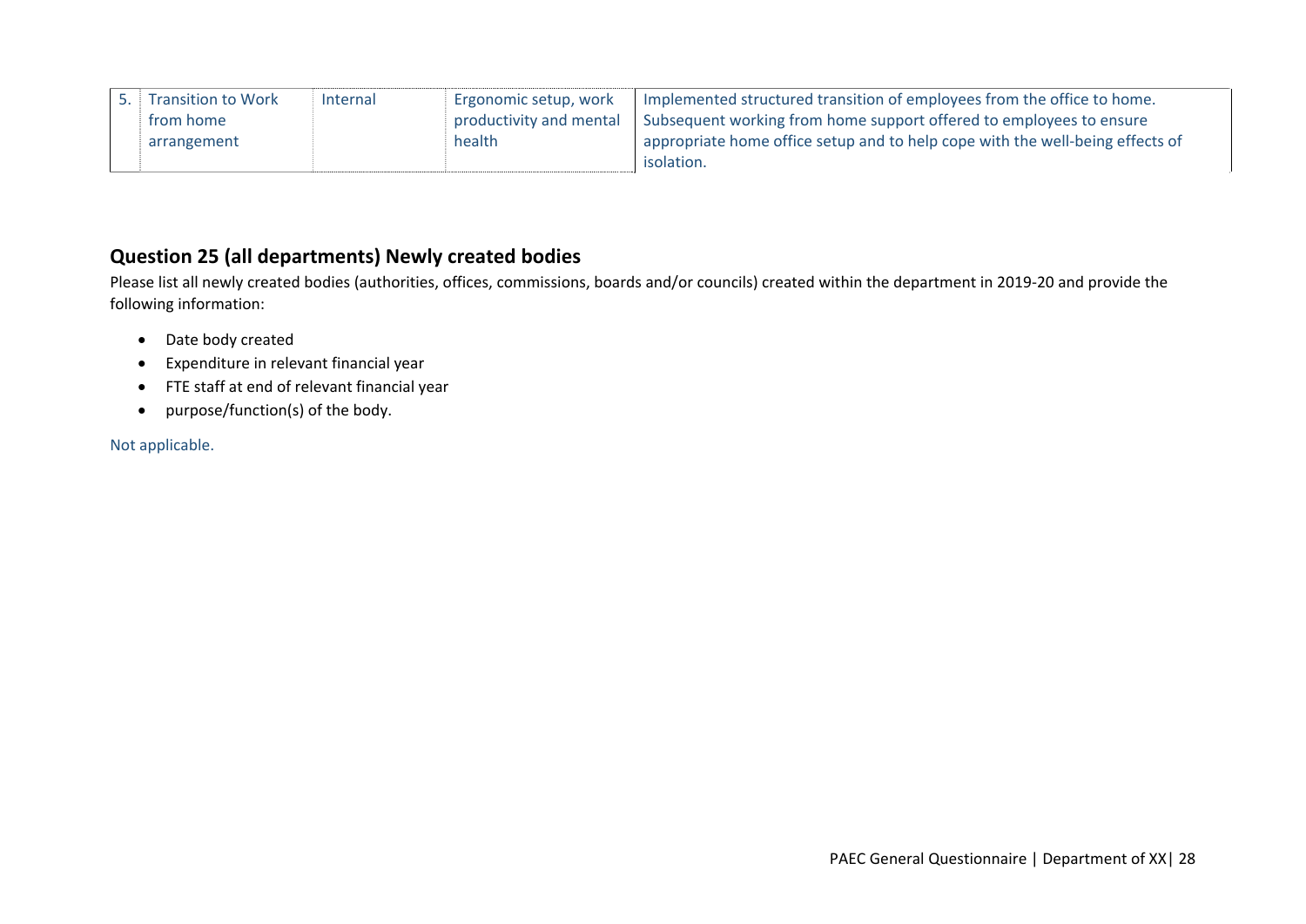| | | | | |
|---|---|---|---|---|
| 5. | Transition to Work from home arrangement | Internal | Ergonomic setup, work productivity and mental health | Implemented structured transition of employees from the office to home. Subsequent working from home support offered to employees to ensure appropriate home office setup and to help cope with the well-being effects of isolation. |

## Question 25 (all departments) Newly created bodies

Please list all newly created bodies (authorities, offices, commissions, boards and/or councils) created within the department in 2019-20 and provide the following information:

- Date body created
- Expenditure in relevant financial year
- FTE staff at end of relevant financial year
- purpose/function(s) of the body.

Not applicable.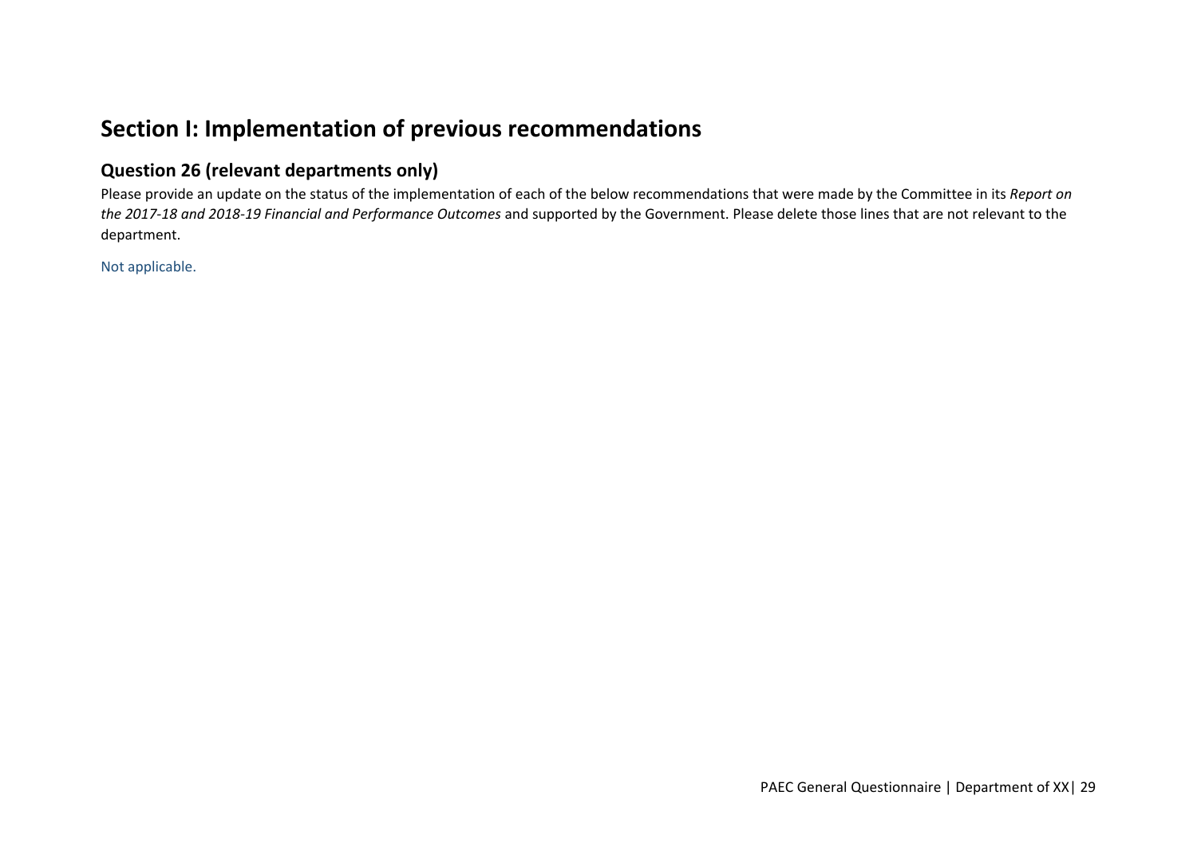# Section I: Implementation of previous recommendations

## Question 26 (relevant departments only)

Please provide an update on the status of the implementation of each of the below recommendations that were made by the Committee in its *Report on the 2017-18 and 2018-19 Financial and Performance Outcomes* and supported by the Government. Please delete those lines that are not relevant to the department.

Not applicable.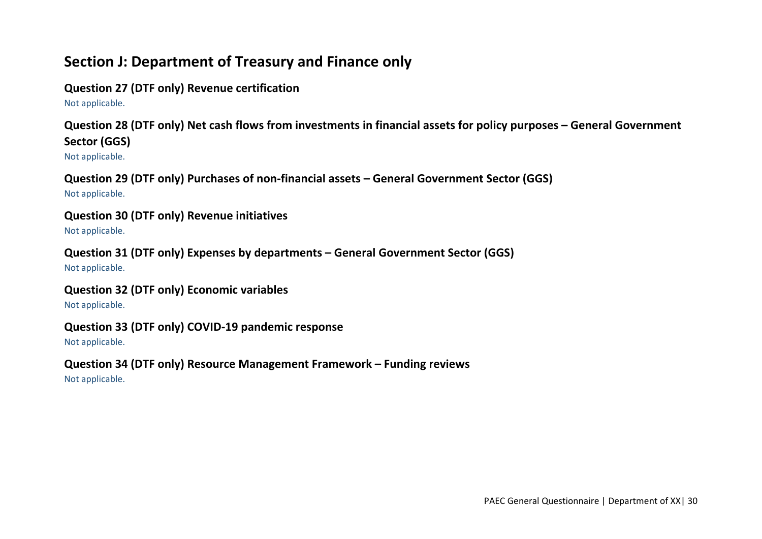## Section J: Department of Treasury and Finance only

### Question 27 (DTF only) Revenue certification

Not applicable.

### Question 28 (DTF only) Net cash flows from investments in financial assets for policy purposes – General Government Sector (GGS)

Not applicable.

### Question 29 (DTF only) Purchases of non-financial assets – General Government Sector (GGS)

Not applicable.

### Question 30 (DTF only) Revenue initiatives

Not applicable.

### Question 31 (DTF only) Expenses by departments – General Government Sector (GGS)

Not applicable.

### Question 32 (DTF only) Economic variables

Not applicable.

### Question 33 (DTF only) COVID-19 pandemic response

Not applicable.

### Question 34 (DTF only) Resource Management Framework – Funding reviews

Not applicable.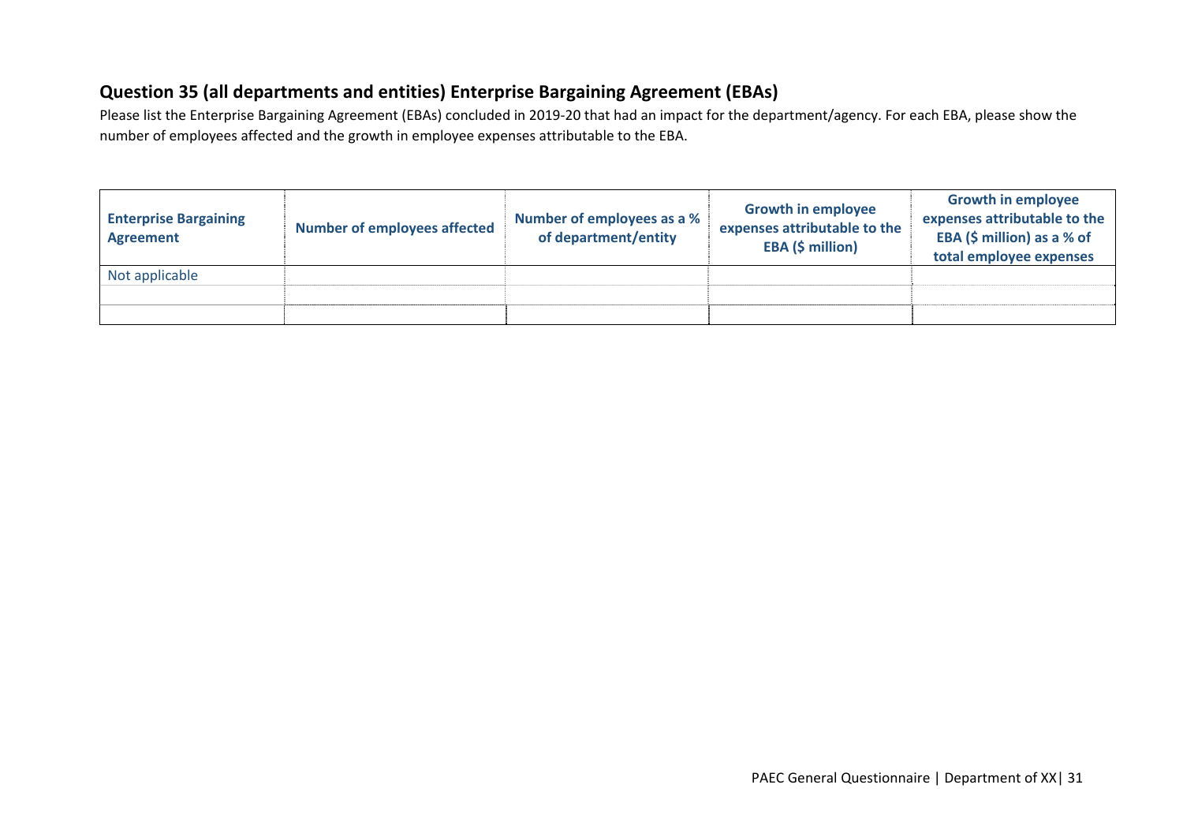## Question 35 (all departments and entities) Enterprise Bargaining Agreement (EBAs)

Please list the Enterprise Bargaining Agreement (EBAs) concluded in 2019-20 that had an impact for the department/agency. For each EBA, please show the number of employees affected and the growth in employee expenses attributable to the EBA.

| Enterprise Bargaining Agreement | Number of employees affected | Number of employees as a % of department/entity | Growth in employee expenses attributable to the EBA ($ million) | Growth in employee expenses attributable to the EBA ($ million) as a % of total employee expenses |
|---|---|---|---|---|
| Not applicable | | | | |
| | | | | |
| | | | | |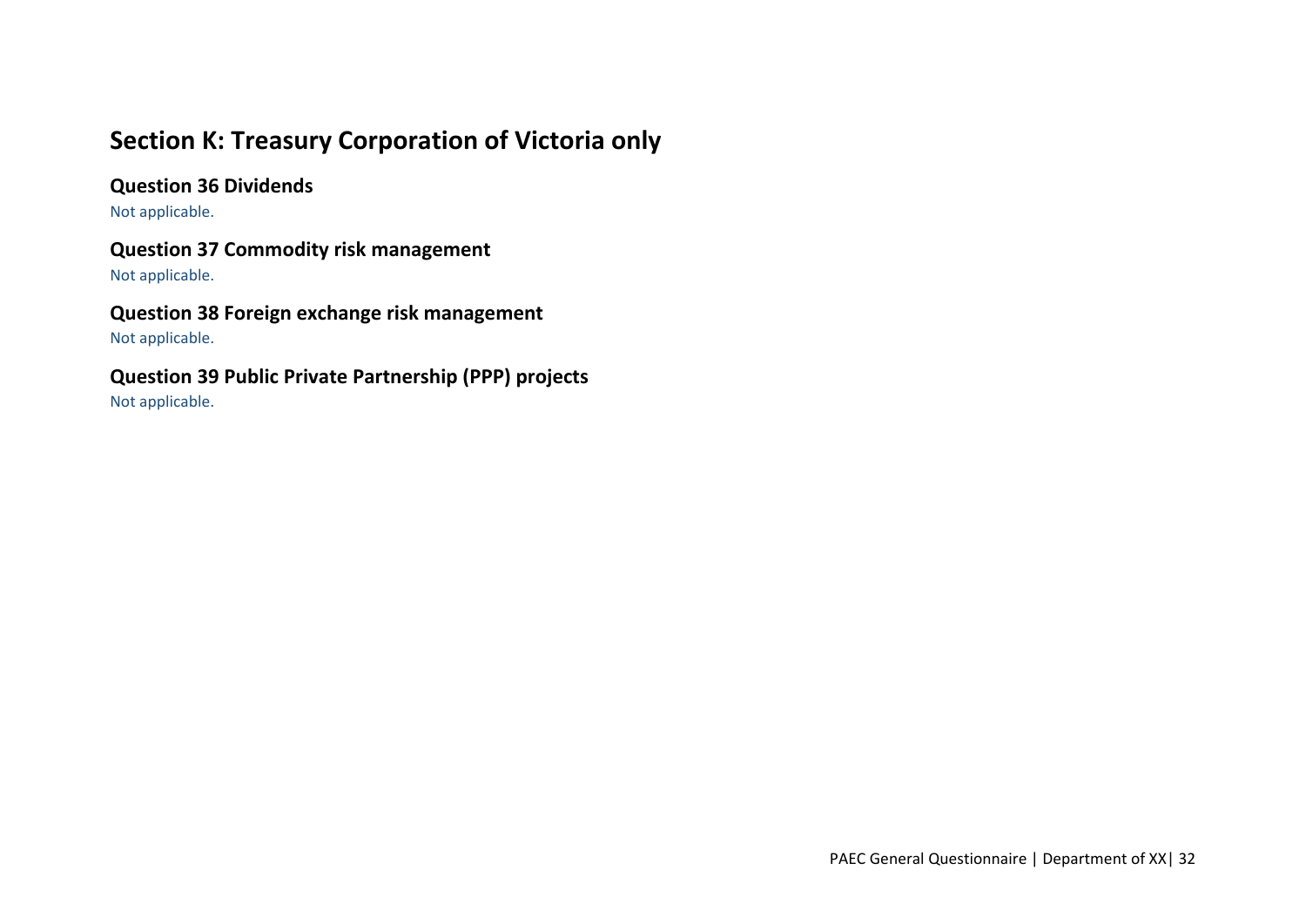## Section K: Treasury Corporation of Victoria only

### Question 36 Dividends

Not applicable.

### Question 37 Commodity risk management

Not applicable.

### Question 38 Foreign exchange risk management

Not applicable.

### Question 39 Public Private Partnership (PPP) projects

Not applicable.